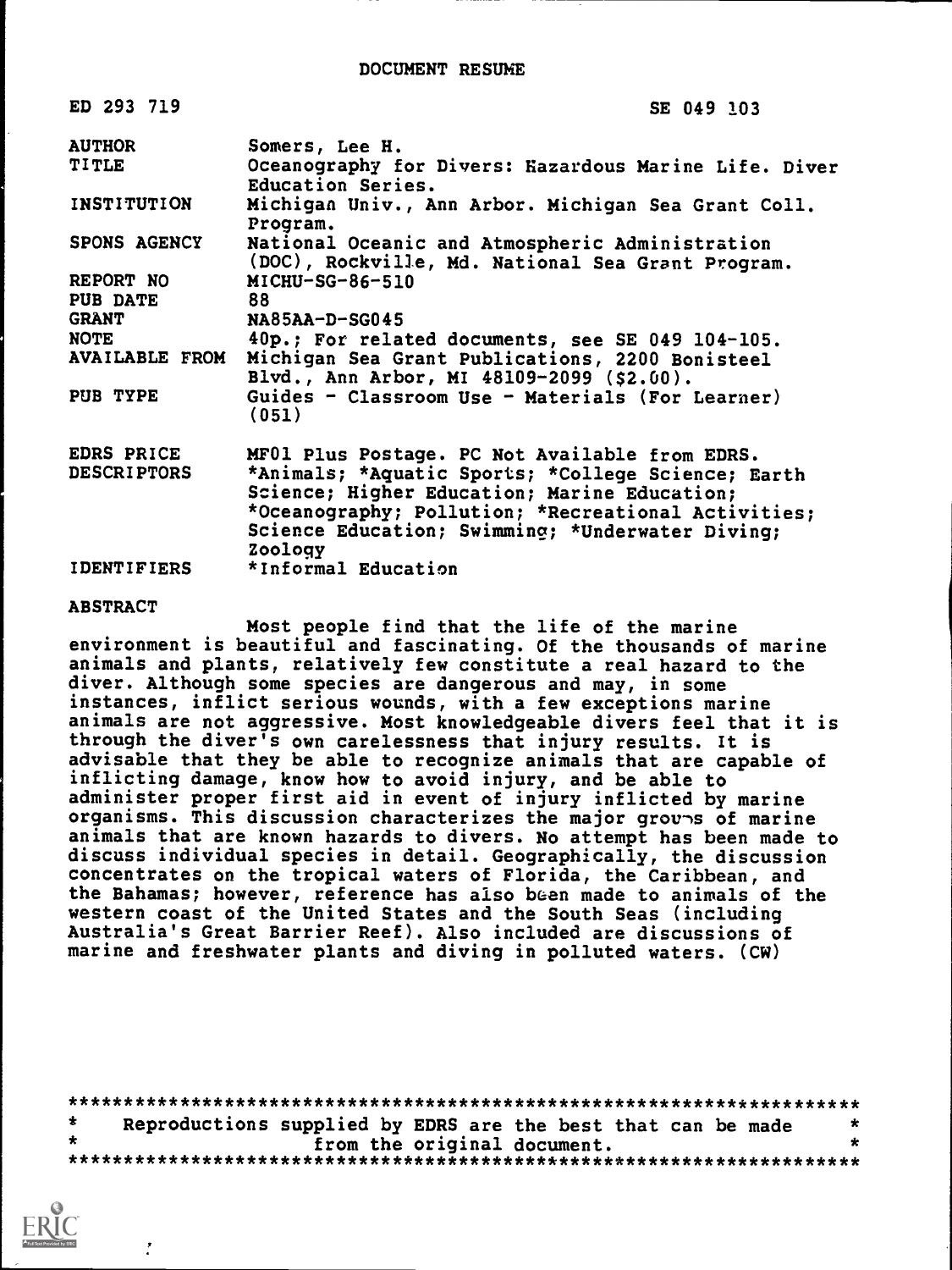# DOCUMENT RESUME

ED 293 719 SE 049 103

| | |
|---|---|
| AUTHOR | Somers, Lee H. |
| TITLE | Oceanography for Divers: Hazardous Marine Life. Diver Education Series. |
| INSTITUTION | Michigan Univ., Ann Arbor. Michigan Sea Grant Coll. Program. |
| SPONS AGENCY | National Oceanic and Atmospheric Administration (DOC), Rockville, Md. National Sea Grant Program. |
| REPORT NO | MICHU-SG-86-510 |
| PUB DATE | 88 |
| GRANT | NA85AA-D-SG045 |
| NOTE | 40p.; For related documents, see SE 049 104-105. |
| AVAILABLE FROM | Michigan Sea Grant Publications, 2200 Bonisteel Blvd., Ann Arbor, MI 48109-2099 ($2.00). |
| PUB TYPE | Guides - Classroom Use - Materials (For Learner) (051) |
| EDRS PRICE | MF01 Plus Postage. PC Not Available from EDRS. |
| DESCRIPTORS | *Animals; *Aquatic Sports; *College Science; Earth Science; Higher Education; Marine Education; *Oceanography; Pollution; *Recreational Activities; Science Education; Swimming; *Underwater Diving; Zoology |
| IDENTIFIERS | *Informal Education |

## ABSTRACT

Most people find that the life of the marine environment is beautiful and fascinating. Of the thousands of marine animals and plants, relatively few constitute a real hazard to the diver. Although some species are dangerous and may, in some instances, inflict serious wounds, with a few exceptions marine animals are not aggressive. Most knowledgeable divers feel that it is through the diver's own carelessness that injury results. It is advisable that they be able to recognize animals that are capable of inflicting damage, know how to avoid injury, and be able to administer proper first aid in event of injury inflicted by marine organisms. This discussion characterizes the major groups of marine animals that are known hazards to divers. No attempt has been made to discuss individual species in detail. Geographically, the discussion concentrates on the tropical waters of Florida, the Caribbean, and the Bahamas; however, reference has also been made to animals of the western coast of the United States and the South Seas (including Australia's Great Barrier Reef). Also included are discussions of marine and freshwater plants and diving in polluted waters. (CW)

***********************************************************************
* Reproductions supplied by EDRS are the best that can be made *
* from the original document. *
***********************************************************************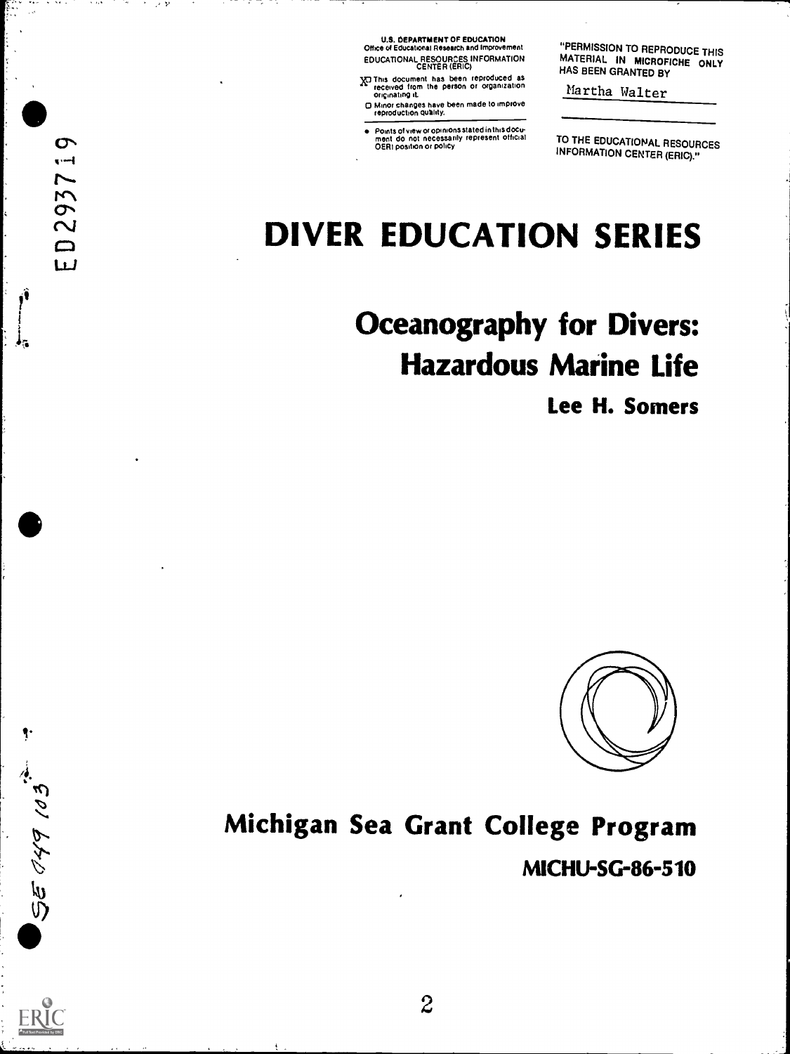U.S. DEPARTMENT OF EDUCATION
Office of Educational Research and Improvement
EDUCATIONAL RESOURCES INFORMATION CENTER (ERIC)

- This document has been reproduced as received from the person or organization originating it.
- Minor changes have been made to improve reproduction quality.

- Points of view or opinions stated in this document do not necessarily represent official OERI position or policy

"PERMISSION TO REPRODUCE THIS MATERIAL IN MICROFICHE ONLY HAS BEEN GRANTED BY

Martha Walter

TO THE EDUCATIONAL RESOURCES INFORMATION CENTER (ERIC)."

ED293719

# DIVER EDUCATION SERIES

## Oceanography for Divers: Hazardous Marine Life

**Lee H. Somers**

## Michigan Sea Grant College Program

**MICHU-SG-86-510**

SE 049 103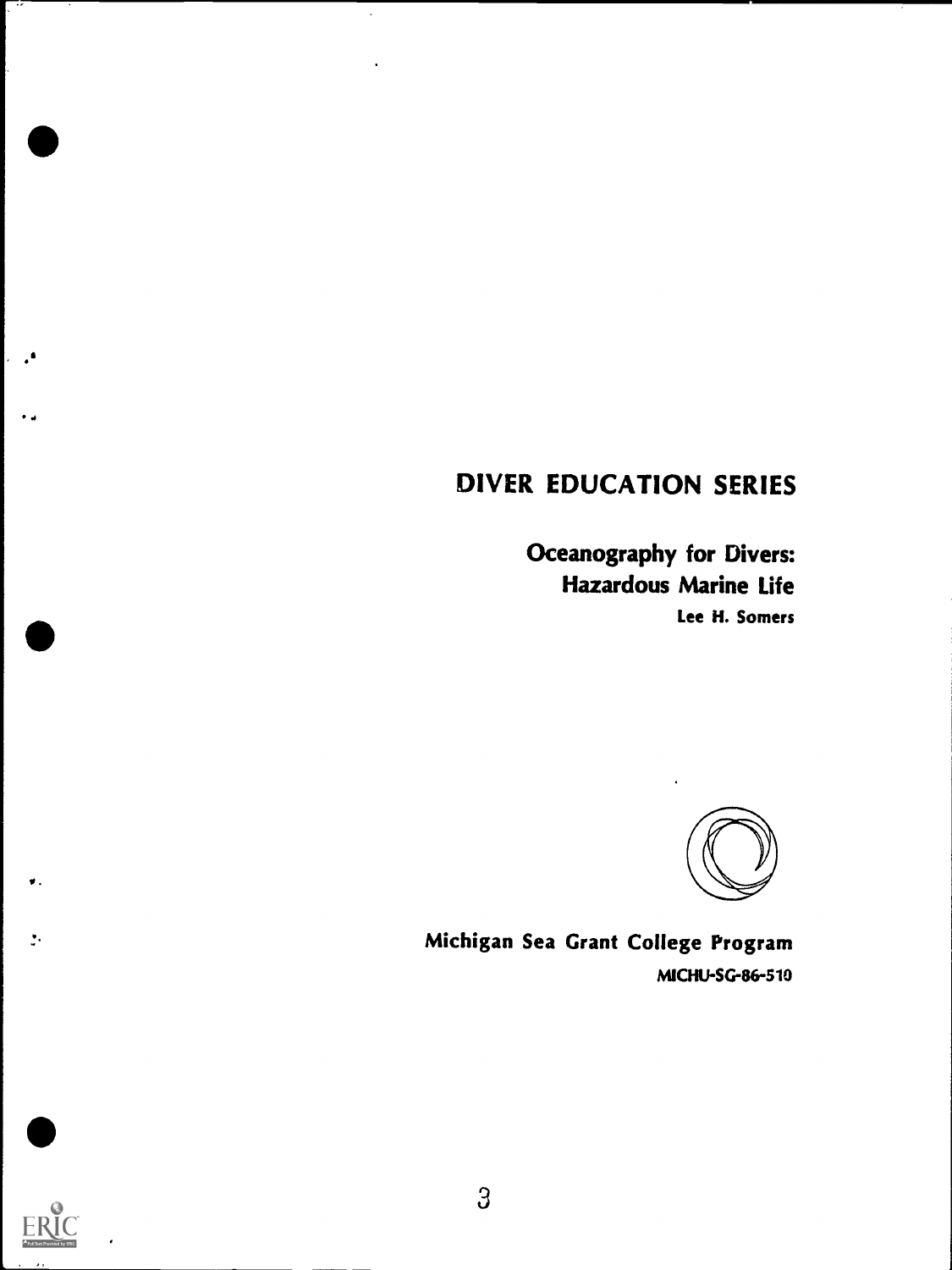# DIVER EDUCATION SERIES

## Oceanography for Divers: Hazardous Marine Life

**Lee H. Somers**

**Michigan Sea Grant College Program**

**MICHU-SG-86-510**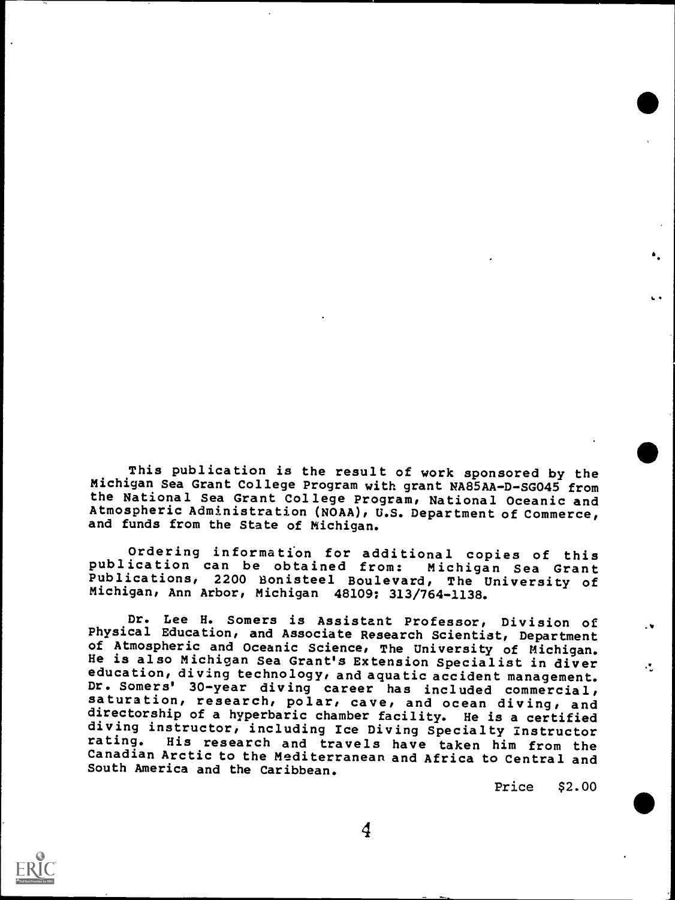This publication is the result of work sponsored by the Michigan Sea Grant College Program with grant NA85AA-D-SG045 from the National Sea Grant College Program, National Oceanic and Atmospheric Administration (NOAA), U.S. Department of Commerce, and funds from the State of Michigan.

Ordering information for additional copies of this publication can be obtained from: Michigan Sea Grant Publications, 2200 Bonisteel Boulevard, The University of Michigan, Ann Arbor, Michigan 48109; 313/764-1138.

Dr. Lee H. Somers is Assistant Professor, Division of Physical Education, and Associate Research Scientist, Department of Atmospheric and Oceanic Science, The University of Michigan. He is also Michigan Sea Grant's Extension Specialist in diver education, diving technology, and aquatic accident management. Dr. Somers' 30-year diving career has included commercial, saturation, research, polar, cave, and ocean diving, and directorship of a hyperbaric chamber facility. He is a certified diving instructor, including Ice Diving Specialty Instructor rating. His research and travels have taken him from the Canadian Arctic to the Mediterranean and Africa to Central and South America and the Caribbean.

Price $2.00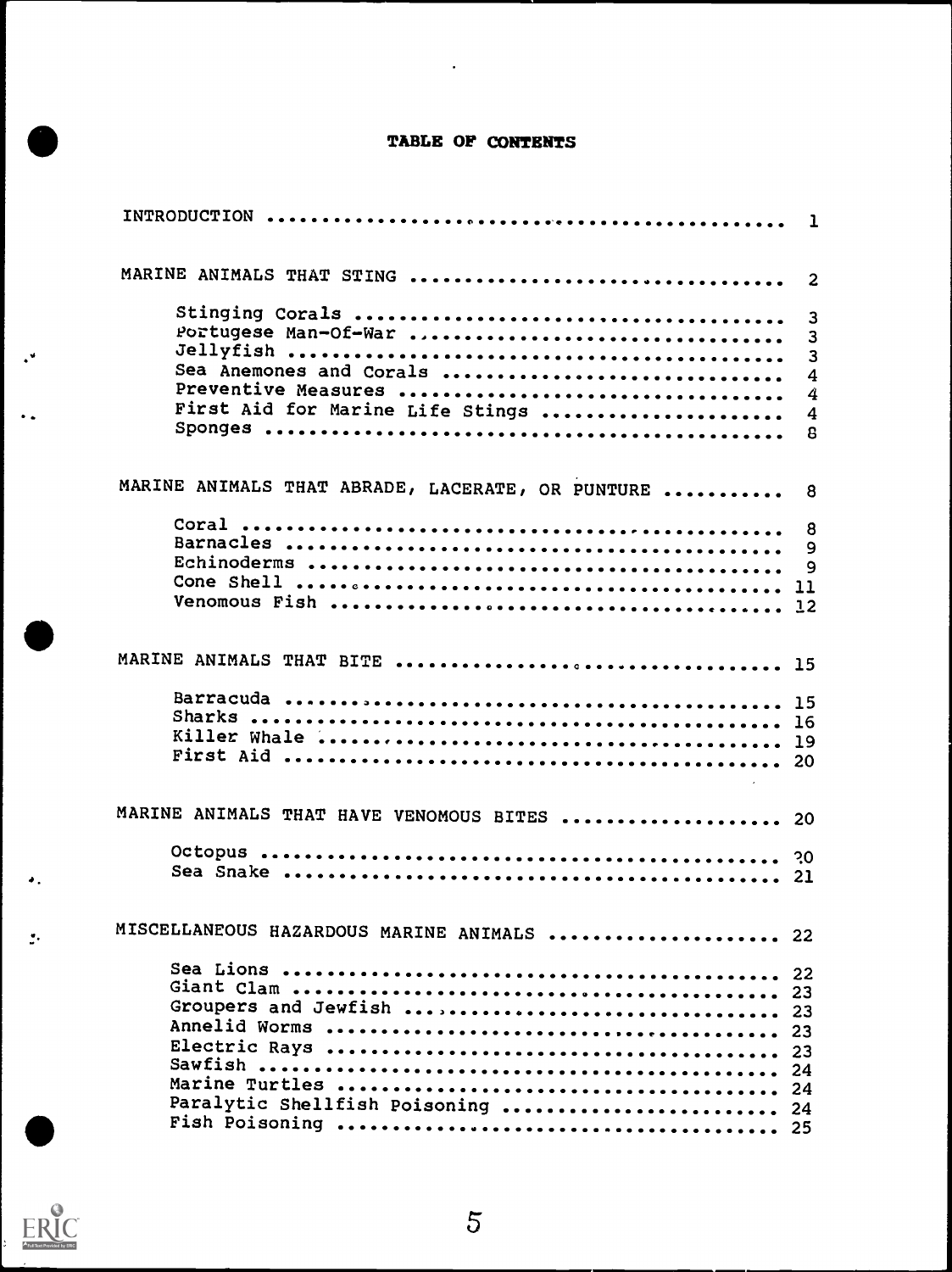# TABLE OF CONTENTS

| | |
|---|---|
| INTRODUCTION | 1 |
| MARINE ANIMALS THAT STING | 2 |
| Stinging Corals | 3 |
| Portugese Man-Of-War | 3 |
| Jellyfish | 3 |
| Sea Anemones and Corals | 4 |
| Preventive Measures | 4 |
| First Aid for Marine Life Stings | 4 |
| Sponges | 8 |
| MARINE ANIMALS THAT ABRADE, LACERATE, OR PUNTURE | 8 |
| Coral | 8 |
| Barnacles | 9 |
| Echinoderms | 9 |
| Cone Shell | 11 |
| Venomous Fish | 12 |
| MARINE ANIMALS THAT BITE | 15 |
| Barracuda | 15 |
| Sharks | 16 |
| Killer Whale | 19 |
| First Aid | 20 |
| MARINE ANIMALS THAT HAVE VENOMOUS BITES | 20 |
| Octopus | 20 |
| Sea Snake | 21 |
| MISCELLANEOUS HAZARDOUS MARINE ANIMALS | 22 |
| Sea Lions | 22 |
| Giant Clam | 23 |
| Groupers and Jewfish | 23 |
| Annelid Worms | 23 |
| Electric Rays | 23 |
| Sawfish | 24 |
| Marine Turtles | 24 |
| Paralytic Shellfish Poisoning | 24 |
| Fish Poisoning | 25 |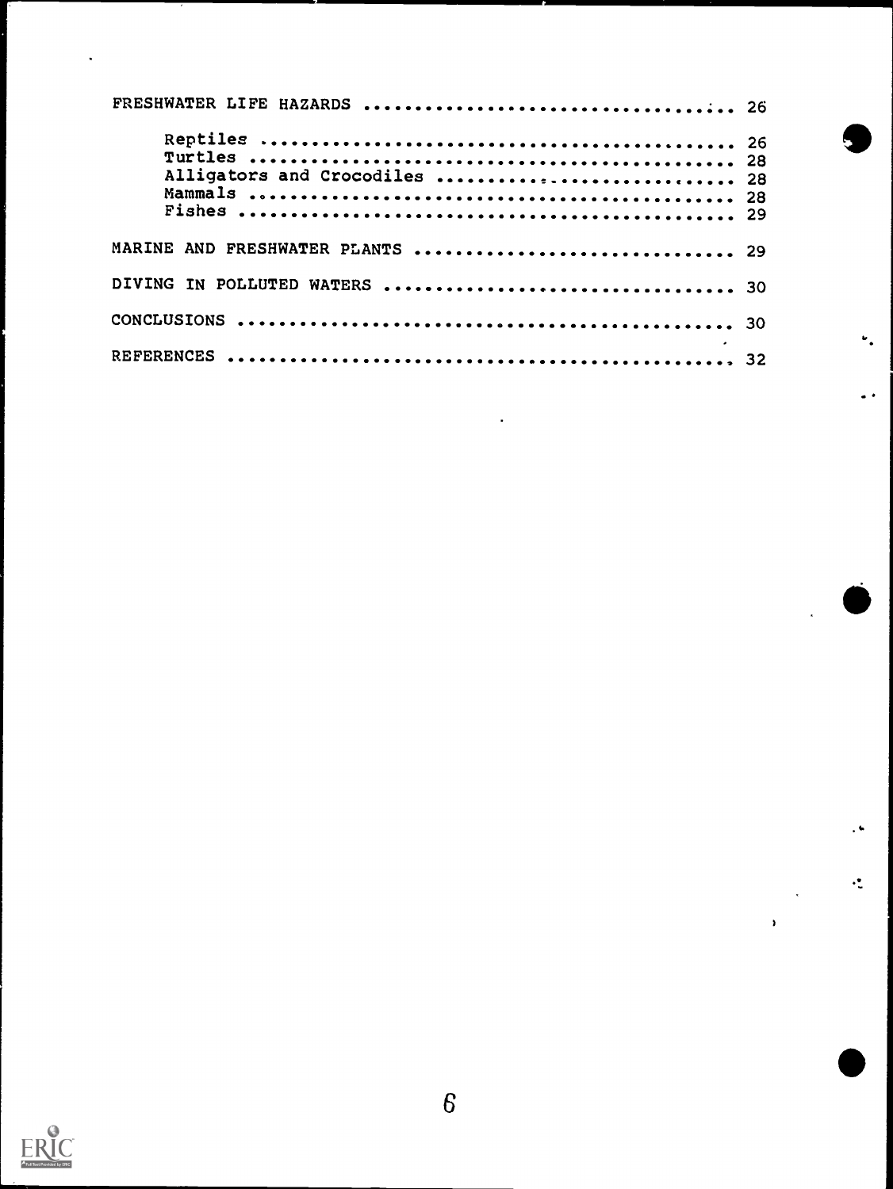FRESHWATER LIFE HAZARDS .................................... 26

- Reptiles ............................................ 26
- Turtles ............................................. 28
- Alligators and Crocodiles ........................... 28
- Mammals ............................................. 28
- Fishes .............................................. 29

MARINE AND FRESHWATER PLANTS ............................... 29

DIVING IN POLLUTED WATERS .................................. 30

CONCLUSIONS ................................................ 30

REFERENCES ................................................. 32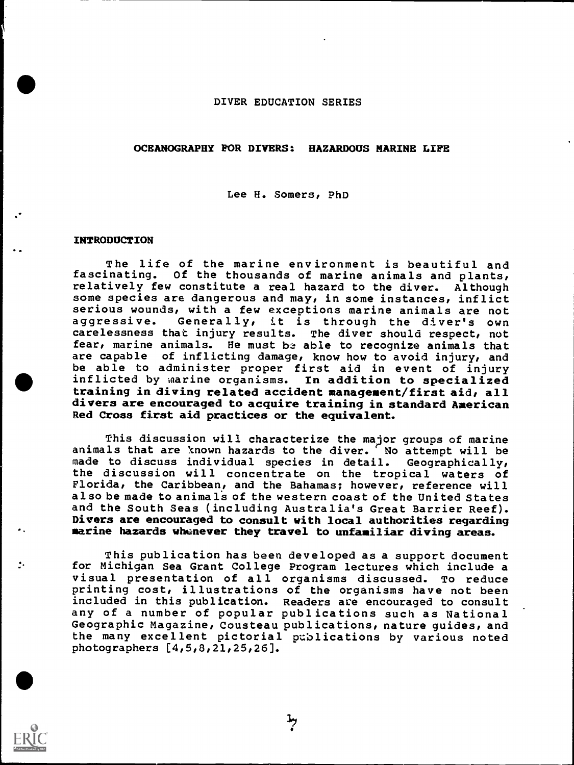DIVER EDUCATION SERIES

# OCEANOGRAPHY FOR DIVERS: HAZARDOUS MARINE LIFE

Lee H. Somers, PhD

## INTRODUCTION

The life of the marine environment is beautiful and fascinating. Of the thousands of marine animals and plants, relatively few constitute a real hazard to the diver. Although some species are dangerous and may, in some instances, inflict serious wounds, with a few exceptions marine animals are not aggressive. Generally, it is through the diver's own carelessness that injury results. The diver should respect, not fear, marine animals. He must be able to recognize animals that are capable of inflicting damage, know how to avoid injury, and be able to administer proper first aid in event of injury inflicted by marine organisms. **In addition to specialized training in diving related accident management/first aid, all divers are encouraged to acquire training in standard American Red Cross first aid practices or the equivalent.**

This discussion will characterize the major groups of marine animals that are known hazards to the diver. No attempt will be made to discuss individual species in detail. Geographically, the discussion will concentrate on the tropical waters of Florida, the Caribbean, and the Bahamas; however, reference will also be made to animals of the western coast of the United States and the South Seas (including Australia's Great Barrier Reef). **Divers are encouraged to consult with local authorities regarding marine hazards whenever they travel to unfamiliar diving areas.**

This publication has been developed as a support document for Michigan Sea Grant College Program lectures which include a visual presentation of all organisms discussed. To reduce printing cost, illustrations of the organisms have not been included in this publication. Readers are encouraged to consult any of a number of popular publications such as National Geographic Magazine, Cousteau publications, nature guides, and the many excellent pictorial publications by various noted photographers [4,5,8,21,25,26].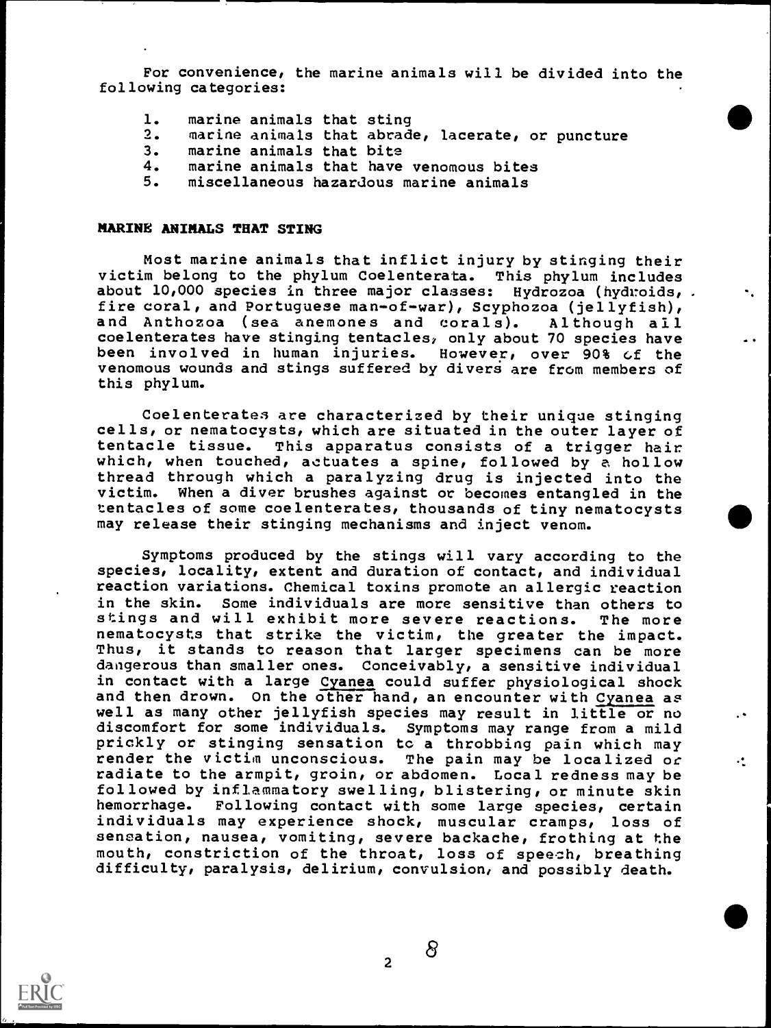For convenience, the marine animals will be divided into the following categories:

1. marine animals that sting
2. marine animals that abrade, lacerate, or puncture
3. marine animals that bite
4. marine animals that have venomous bites
5. miscellaneous hazardous marine animals

## MARINE ANIMALS THAT STING

Most marine animals that inflict injury by stinging their victim belong to the phylum Coelenterata. This phylum includes about 10,000 species in three major classes: Hydrozoa (hydroids, fire coral, and Portuguese man-of-war), Scyphozoa (jellyfish), and Anthozoa (sea anemones and corals). Although all coelenterates have stinging tentacles, only about 70 species have been involved in human injuries. However, over 90% of the venomous wounds and stings suffered by divers are from members of this phylum.

Coelenterates are characterized by their unique stinging cells, or nematocysts, which are situated in the outer layer of tentacle tissue. This apparatus consists of a trigger hair which, when touched, actuates a spine, followed by a hollow thread through which a paralyzing drug is injected into the victim. When a diver brushes against or becomes entangled in the tentacles of some coelenterates, thousands of tiny nematocysts may release their stinging mechanisms and inject venom.

Symptoms produced by the stings will vary according to the species, locality, extent and duration of contact, and individual reaction variations. Chemical toxins promote an allergic reaction in the skin. Some individuals are more sensitive than others to stings and will exhibit more severe reactions. The more nematocysts that strike the victim, the greater the impact. Thus, it stands to reason that larger specimens can be more dangerous than smaller ones. Conceivably, a sensitive individual in contact with a large *Cyanea* could suffer physiological shock and then drown. On the other hand, an encounter with *Cyanea* as well as many other jellyfish species may result in little or no discomfort for some individuals. Symptoms may range from a mild prickly or stinging sensation to a throbbing pain which may render the victim unconscious. The pain may be localized or radiate to the armpit, groin, or abdomen. Local redness may be followed by inflammatory swelling, blistering, or minute skin hemorrhage. Following contact with some large species, certain individuals may experience shock, muscular cramps, loss of sensation, nausea, vomiting, severe backache, frothing at the mouth, constriction of the throat, loss of speech, breathing difficulty, paralysis, delirium, convulsion, and possibly death.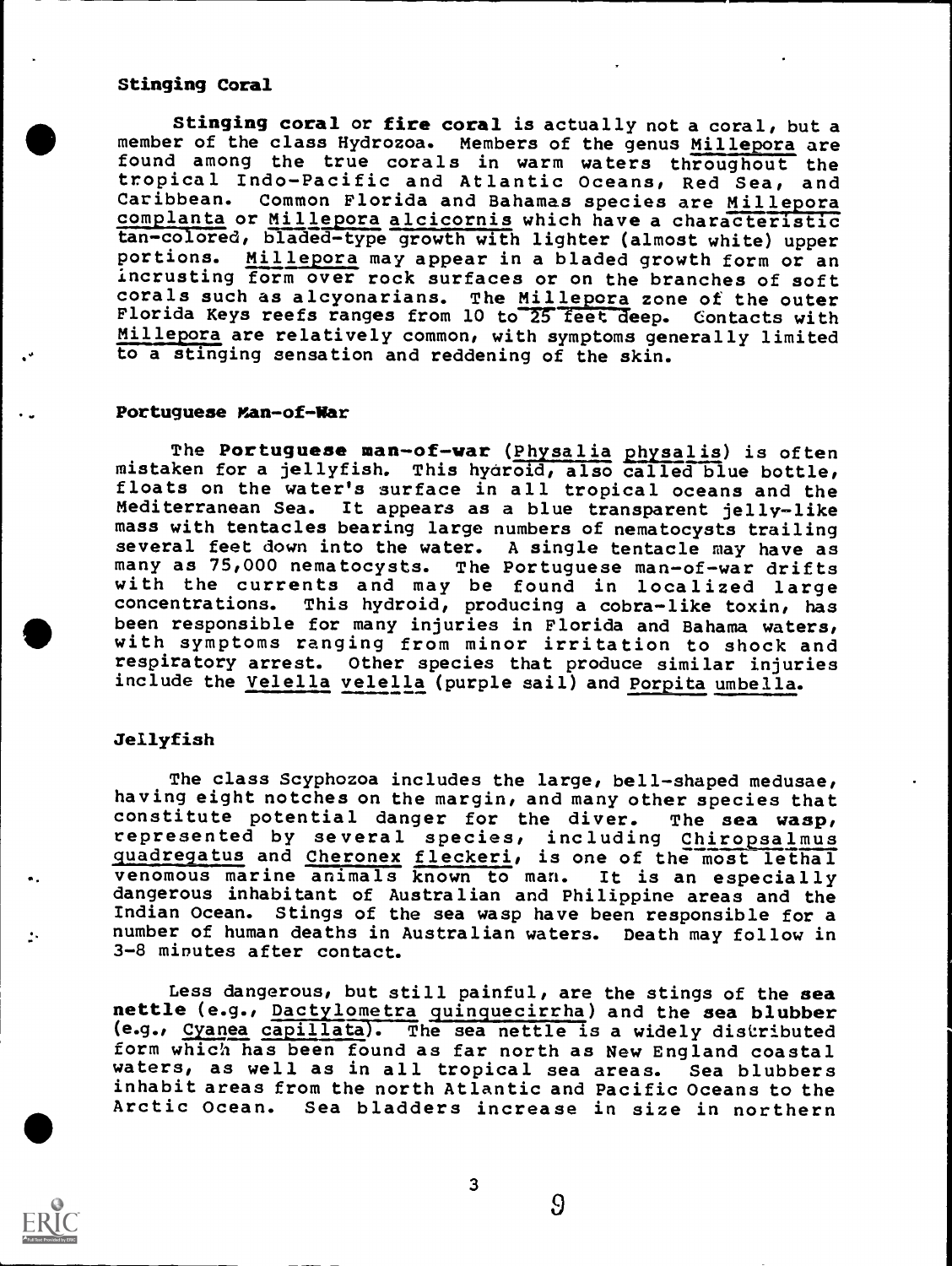### Stinging Coral

**Stinging coral** or **fire coral** is actually not a coral, but a member of the class Hydrozoa. Members of the genus Millepora are found among the true corals in warm waters throughout the tropical Indo-Pacific and Atlantic Oceans, Red Sea, and Caribbean. Common Florida and Bahamas species are Millepora complanta or Millepora alcicornis which have a characteristic tan-colored, bladed-type growth with lighter (almost white) upper portions. Millepora may appear in a bladed growth form or an incrusting form over rock surfaces or on the branches of soft corals such as alcyonarians. The Millepora zone of the outer Florida Keys reefs ranges from 10 to 25 feet deep. Contacts with Millepora are relatively common, with symptoms generally limited to a stinging sensation and reddening of the skin.

### Portuguese Man-of-War

The **Portuguese man-of-war** (Physalia physalis) is often mistaken for a jellyfish. This hydroid, also called blue bottle, floats on the water's surface in all tropical oceans and the Mediterranean Sea. It appears as a blue transparent jelly-like mass with tentacles bearing large numbers of nematocysts trailing several feet down into the water. A single tentacle may have as many as 75,000 nematocysts. The Portuguese man-of-war drifts with the currents and may be found in localized large concentrations. This hydroid, producing a cobra-like toxin, has been responsible for many injuries in Florida and Bahama waters, with symptoms ranging from minor irritation to shock and respiratory arrest. Other species that produce similar injuries include the Velella velella (purple sail) and Porpita umbella.

### Jellyfish

The class Scyphozoa includes the large, bell-shaped medusae, having eight notches on the margin, and many other species that constitute potential danger for the diver. The **sea wasp**, represented by several species, including Chiropsalmus quadregatus and Cheronex fleckeri, is one of the most lethal venomous marine animals known to man. It is an especially dangerous inhabitant of Australian and Philippine areas and the Indian Ocean. Stings of the sea wasp have been responsible for a number of human deaths in Australian waters. Death may follow in 3-8 minutes after contact.

Less dangerous, but still painful, are the stings of the **sea nettle** (e.g., Dactylometra quinquecirrha) and the **sea blubber** (e.g., Cyanea capillata). The sea nettle is a widely distributed form which has been found as far north as New England coastal waters, as well as in all tropical sea areas. Sea blubbers inhabit areas from the north Atlantic and Pacific Oceans to the Arctic Ocean. Sea bladders increase in size in northern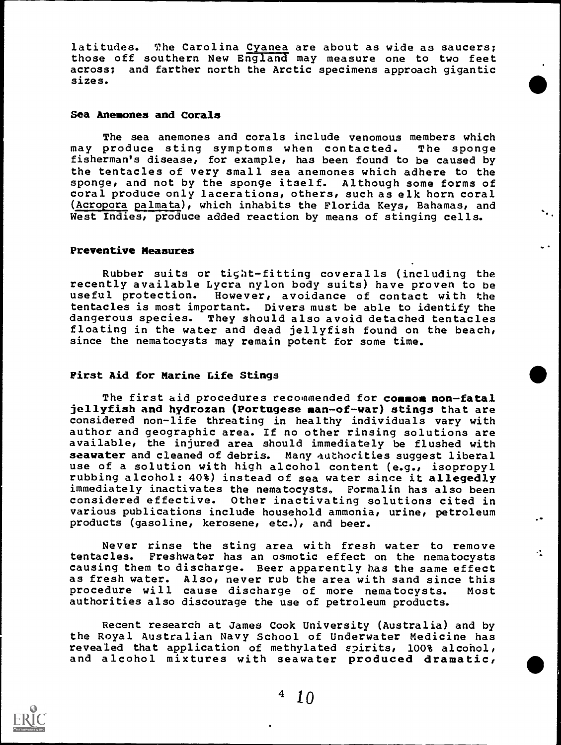latitudes. The Carolina *Cyanea* are about as wide as saucers; those off southern New England may measure one to two feet across; and farther north the Arctic specimens approach gigantic sizes.

### Sea Anemones and Corals

The sea anemones and corals include venomous members which may produce sting symptoms when contacted. The sponge fisherman's disease, for example, has been found to be caused by the tentacles of very small sea anemones which adhere to the sponge, and not by the sponge itself. Although some forms of coral produce only lacerations, others, such as elk horn coral (*Acropora palmata*), which inhabits the Florida Keys, Bahamas, and West Indies, produce added reaction by means of stinging cells.

### Preventive Measures

Rubber suits or tight-fitting coveralls (including the recently available Lycra nylon body suits) have proven to be useful protection. However, avoidance of contact with the tentacles is most important. Divers must be able to identify the dangerous species. They should also avoid detached tentacles floating in the water and dead jellyfish found on the beach, since the nematocysts may remain potent for some time.

### First Aid for Marine Life Stings

The first aid procedures recommended for **commom non-fatal jellyfish and hydrozan (Portugese man-of-war) stings** that are considered non-life threating in healthy individuals vary with author and geographic area. If no other rinsing solutions are available, the injured area should immediately be flushed with **seawater** and cleaned of debris. Many authorities suggest liberal use of a solution with high alcohol content (e.g., isopropyl rubbing alcohol: 40%) instead of sea water since it **allegedly** immediately inactivates the nematocysts. Formalin has also been considered effective. Other inactivating solutions cited in various publications include household ammonia, urine, petroleum products (gasoline, kerosene, etc.), and beer.

Never rinse the sting area with fresh water to remove tentacles. Freshwater has an osmotic effect on the nematocysts causing them to discharge. Beer apparently has the same effect as fresh water. Also, never rub the area with sand since this procedure will cause discharge of more nematocysts. Most authorities also discourage the use of petroleum products.

Recent research at James Cook University (Australia) and by the Royal Australian Navy School of Underwater Medicine has revealed that application of methylated spirits, 100% alcohol, and alcohol mixtures with seawater **produced dramatic,**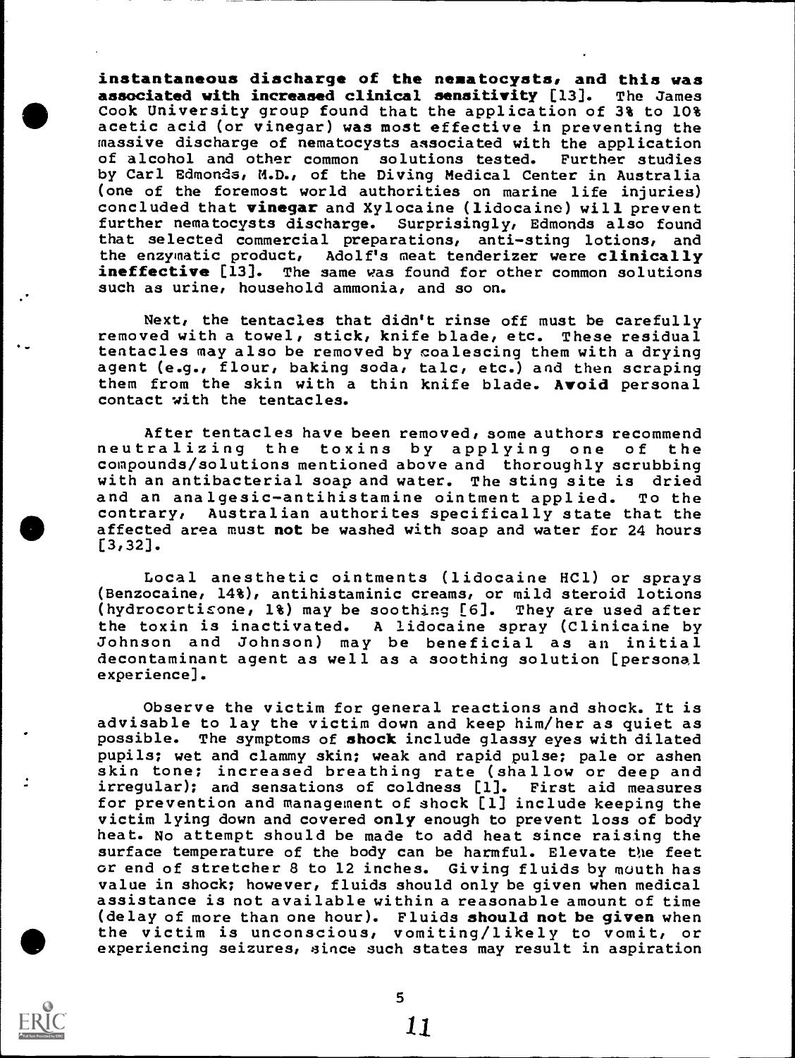**instantaneous discharge of the nematocysts, and this was associated with increased clinical sensitivity** [13]. The James Cook University group found that the application of 3% to 10% acetic acid (or vinegar) was most effective in preventing the massive discharge of nematocysts associated with the application of alcohol and other common solutions tested. Further studies by Carl Edmonds, M.D., of the Diving Medical Center in Australia (one of the foremost world authorities on marine life injuries) concluded that **vinegar** and Xylocaine (lidocaine) will prevent further nematocysts discharge. Surprisingly, Edmonds also found that selected commercial preparations, anti-sting lotions, and the enzymatic product, Adolf's meat tenderizer were **clinically ineffective** [13]. The same was found for other common solutions such as urine, household ammonia, and so on.

Next, the tentacles that didn't rinse off must be carefully removed with a towel, stick, knife blade, etc. These residual tentacles may also be removed by coalescing them with a drying agent (e.g., flour, baking soda, talc, etc.) and then scraping them from the skin with a thin knife blade. **Avoid** personal contact with the tentacles.

After tentacles have been removed, some authors recommend neutralizing the toxins by applying one of the compounds/solutions mentioned above and thoroughly scrubbing with an antibacterial soap and water. The sting site is dried and an analgesic-antihistamine ointment applied. To the contrary, Australian authorites specifically state that the affected area must **not** be washed with soap and water for 24 hours [3,32].

Local anesthetic ointments (lidocaine HCl) or sprays (Benzocaine, 14%), antihistaminic creams, or mild steroid lotions (hydrocortisone, 1%) may be soothing [6]. They are used after the toxin is inactivated. A lidocaine spray (Clinicaine by Johnson and Johnson) may be beneficial as an initial decontaminant agent as well as a soothing solution [personal experience].

Observe the victim for general reactions and shock. It is advisable to lay the victim down and keep him/her as quiet as possible. The symptoms of **shock** include glassy eyes with dilated pupils; wet and clammy skin; weak and rapid pulse; pale or ashen skin tone; increased breathing rate (shallow or deep and irregular); and sensations of coldness [1]. First aid measures for prevention and management of shock [1] include keeping the victim lying down and covered **only** enough to prevent loss of body heat. No attempt should be made to add heat since raising the surface temperature of the body can be harmful. Elevate the feet or end of stretcher 8 to 12 inches. Giving fluids by mouth has value in shock; however, fluids should only be given when medical assistance is not available within a reasonable amount of time (delay of more than one hour). Fluids **should not be given** when the victim is unconscious, vomiting/likely to vomit, or experiencing seizures, since such states may result in aspiration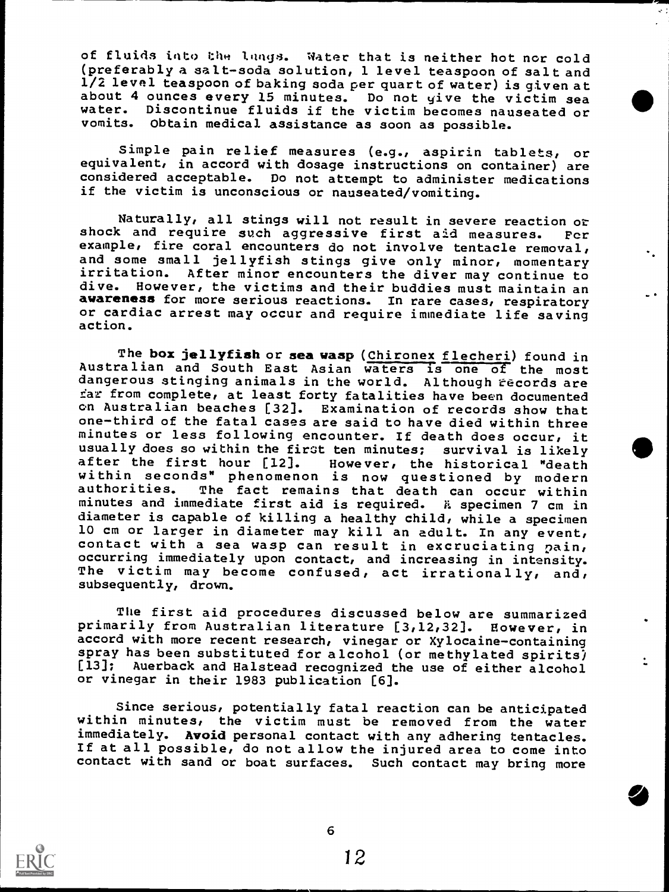of fluids into the lungs. Water that is neither hot nor cold (preferably a salt-soda solution, 1 level teaspoon of salt and 1/2 level teaspoon of baking soda per quart of water) is given at about 4 ounces every 15 minutes. Do not give the victim sea water. Discontinue fluids if the victim becomes nauseated or vomits. Obtain medical assistance as soon as possible.

Simple pain relief measures (e.g., aspirin tablets, or equivalent, in accord with dosage instructions on container) are considered acceptable. Do not attempt to administer medications if the victim is unconscious or nauseated/vomiting.

Naturally, all stings will not result in severe reaction or shock and require such aggressive first aid measures. For example, fire coral encounters do not involve tentacle removal, and some small jellyfish stings give only minor, momentary irritation. After minor encounters the diver may continue to dive. However, the victims and their buddies must maintain an **awareness** for more serious reactions. In rare cases, respiratory or cardiac arrest may occur and require immediate life saving action.

The **box jellyfish** or **sea wasp** (Chironex flecheri) found in Australian and South East Asian waters is one of the most dangerous stinging animals in the world. Although records are far from complete, at least forty fatalities have been documented on Australian beaches [32]. Examination of records show that one-third of the fatal cases are said to have died within three minutes or less following encounter. If death does occur, it usually does so within the first ten minutes; survival is likely after the first hour [12]. However, the historical "death within seconds" phenomenon is now questioned by modern authorities. The fact remains that death can occur within minutes and immediate first aid is required. A specimen 7 cm in diameter is capable of killing a healthy child, while a specimen 10 cm or larger in diameter may kill an adult. In any event, contact with a sea wasp can result in excruciating pain, occurring immediately upon contact, and increasing in intensity. The victim may become confused, act irrationally, and, subsequently, drown.

The first aid procedures discussed below are summarized primarily from Australian literature [3,12,32]. However, in accord with more recent research, vinegar or Xylocaine-containing spray has been substituted for alcohol (or methylated spirits) [13]; Auerback and Halstead recognized the use of either alcohol or vinegar in their 1983 publication [6].

Since serious, potentially fatal reaction can be anticipated within minutes, the victim must be removed from the water immediately. **Avoid** personal contact with any adhering tentacles. If at all possible, do not allow the injured area to come into contact with sand or boat surfaces. Such contact may bring more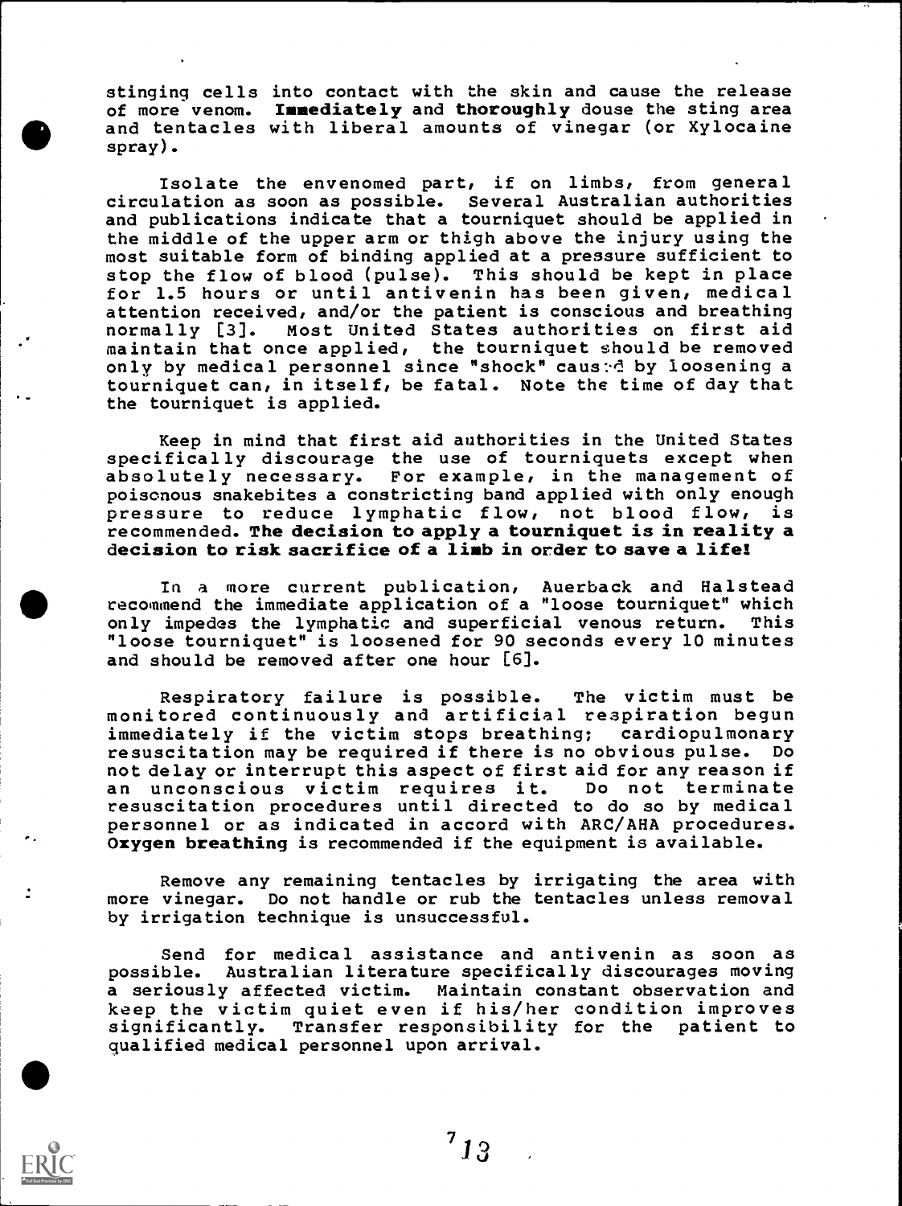stinging cells into contact with the skin and cause the release of more venom. **Immediately** and **thoroughly** douse the sting area and tentacles with liberal amounts of vinegar (or Xylocaine spray).

Isolate the envenomed part, if on limbs, from general circulation as soon as possible. Several Australian authorities and publications indicate that a tourniquet should be applied in the middle of the upper arm or thigh above the injury using the most suitable form of binding applied at a pressure sufficient to stop the flow of blood (pulse). This should be kept in place for 1.5 hours or until antivenin has been given, medical attention received, and/or the patient is conscious and breathing normally [3]. Most United States authorities on first aid maintain that once applied, the tourniquet should be removed only by medical personnel since "shock" caused by loosening a tourniquet can, in itself, be fatal. Note the time of day that the tourniquet is applied.

Keep in mind that first aid authorities in the United States specifically discourage the use of tourniquets except when absolutely necessary. For example, in the management of poisonous snakebites a constricting band applied with only enough pressure to reduce lymphatic flow, not blood flow, is recommended. **The decision to apply a tourniquet is in reality a decision to risk sacrifice of a limb in order to save a life!**

In a more current publication, Auerback and Halstead recommend the immediate application of a "loose tourniquet" which only impedes the lymphatic and superficial venous return. This "loose tourniquet" is loosened for 90 seconds every 10 minutes and should be removed after one hour [6].

Respiratory failure is possible. The victim must be monitored continuously and artificial respiration begun immediately if the victim stops breathing; cardiopulmonary resuscitation may be required if there is no obvious pulse. Do not delay or interrupt this aspect of first aid for any reason if an unconscious victim requires it. Do not terminate resuscitation procedures until directed to do so by medical personnel or as indicated in accord with ARC/AHA procedures. **Oxygen breathing** is recommended if the equipment is available.

Remove any remaining tentacles by irrigating the area with more vinegar. Do not handle or rub the tentacles unless removal by irrigation technique is unsuccessful.

Send for medical assistance and antivenin as soon as possible. Australian literature specifically discourages moving a seriously affected victim. Maintain constant observation and keep the victim quiet even if his/her condition improves significantly. Transfer responsibility for the patient to qualified medical personnel upon arrival.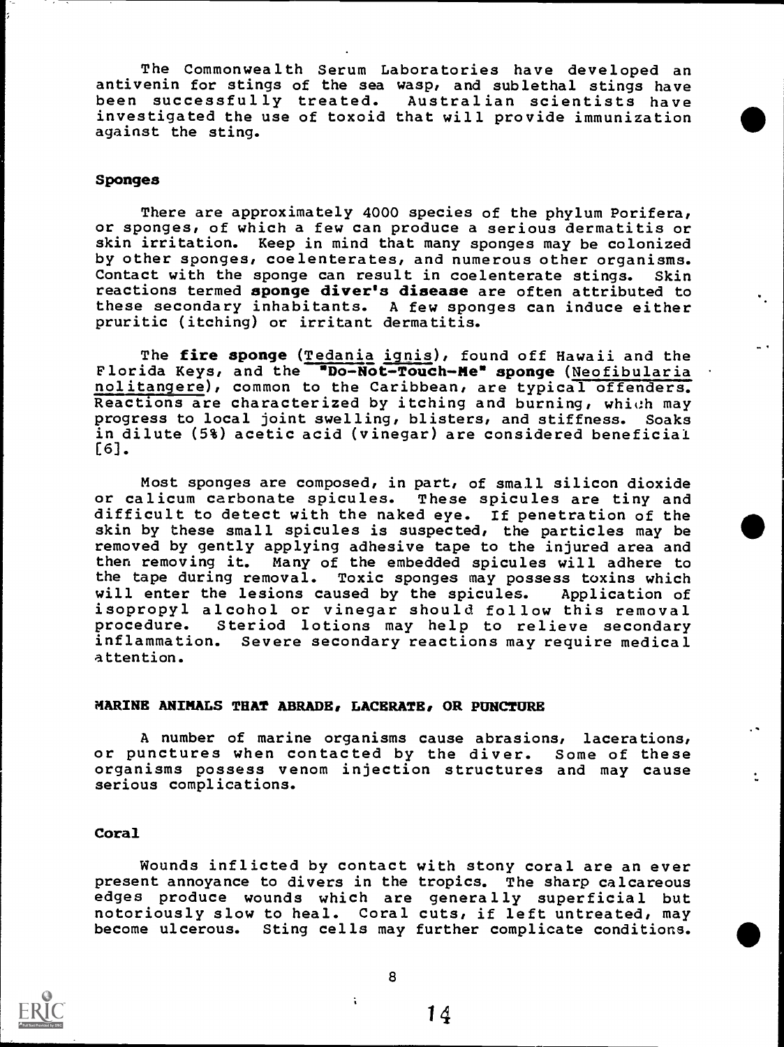The Commonwealth Serum Laboratories have developed an antivenin for stings of the sea wasp, and sublethal stings have been successfully treated. Australian scientists have investigated the use of toxoid that will provide immunization against the sting.

### Sponges

There are approximately 4000 species of the phylum Porifera, or sponges, of which a few can produce a serious dermatitis or skin irritation. Keep in mind that many sponges may be colonized by other sponges, coelenterates, and numerous other organisms. Contact with the sponge can result in coelenterate stings. Skin reactions termed **sponge diver's disease** are often attributed to these secondary inhabitants. A few sponges can induce either pruritic (itching) or irritant dermatitis.

The **fire sponge** (Tedania ignis), found off Hawaii and the Florida Keys, and the **"Do-Not-Touch-Me" sponge** (Neofibularia nolitangere), common to the Caribbean, are typical offenders. Reactions are characterized by itching and burning, which may progress to local joint swelling, blisters, and stiffness. Soaks in dilute (5%) acetic acid (vinegar) are considered beneficial [6].

Most sponges are composed, in part, of small silicon dioxide or calicum carbonate spicules. These spicules are tiny and difficult to detect with the naked eye. If penetration of the skin by these small spicules is suspected, the particles may be removed by gently applying adhesive tape to the injured area and then removing it. Many of the embedded spicules will adhere to the tape during removal. Toxic sponges may possess toxins which will enter the lesions caused by the spicules. Application of isopropyl alcohol or vinegar should follow this removal procedure. Steriod lotions may help to relieve secondary inflammation. Severe secondary reactions may require medical attention.

## MARINE ANIMALS THAT ABRADE, LACERATE, OR PUNCTURE

A number of marine organisms cause abrasions, lacerations, or punctures when contacted by the diver. Some of these organisms possess venom injection structures and may cause serious complications.

### Coral

Wounds inflicted by contact with stony coral are an ever present annoyance to divers in the tropics. The sharp calcareous edges produce wounds which are generally superficial but notoriously slow to heal. Coral cuts, if left untreated, may become ulcerous. Sting cells may further complicate conditions.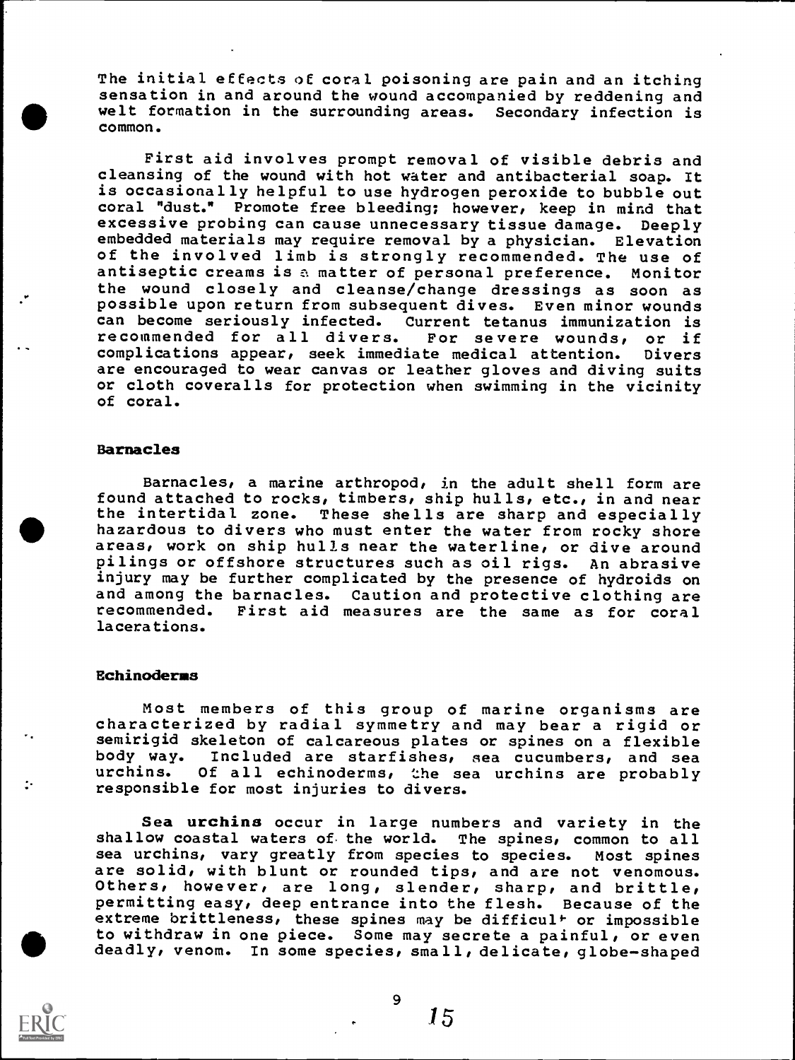The initial effects of coral poisoning are pain and an itching sensation in and around the wound accompanied by reddening and welt formation in the surrounding areas. Secondary infection is common.

First aid involves prompt removal of visible debris and cleansing of the wound with hot water and antibacterial soap. It is occasionally helpful to use hydrogen peroxide to bubble out coral "dust." Promote free bleeding; however, keep in mind that excessive probing can cause unnecessary tissue damage. Deeply embedded materials may require removal by a physician. Elevation of the involved limb is strongly recommended. The use of antiseptic creams is a matter of personal preference. Monitor the wound closely and cleanse/change dressings as soon as possible upon return from subsequent dives. Even minor wounds can become seriously infected. Current tetanus immunization is recommended for all divers. For severe wounds, or if complications appear, seek immediate medical attention. Divers are encouraged to wear canvas or leather gloves and diving suits or cloth coveralls for protection when swimming in the vicinity of coral.

### Barnacles

Barnacles, a marine arthropod, in the adult shell form are found attached to rocks, timbers, ship hulls, etc., in and near the intertidal zone. These shells are sharp and especially hazardous to divers who must enter the water from rocky shore areas, work on ship hulls near the waterline, or dive around pilings or offshore structures such as oil rigs. An abrasive injury may be further complicated by the presence of hydroids on and among the barnacles. Caution and protective clothing are recommended. First aid measures are the same as for coral lacerations.

### Echinoderms

Most members of this group of marine organisms are characterized by radial symmetry and may bear a rigid or semirigid skeleton of calcareous plates or spines on a flexible body way. Included are starfishes, sea cucumbers, and sea urchins. Of all echinoderms, the sea urchins are probably responsible for most injuries to divers.

**Sea urchins** occur in large numbers and variety in the shallow coastal waters of the world. The spines, common to all sea urchins, vary greatly from species to species. Most spines are solid, with blunt or rounded tips, and are not venomous. Others, however, are long, slender, sharp, and brittle, permitting easy, deep entrance into the flesh. Because of the extreme brittleness, these spines may be difficult or impossible to withdraw in one piece. Some may secrete a painful, or even deadly, venom. In some species, small, delicate, globe-shaped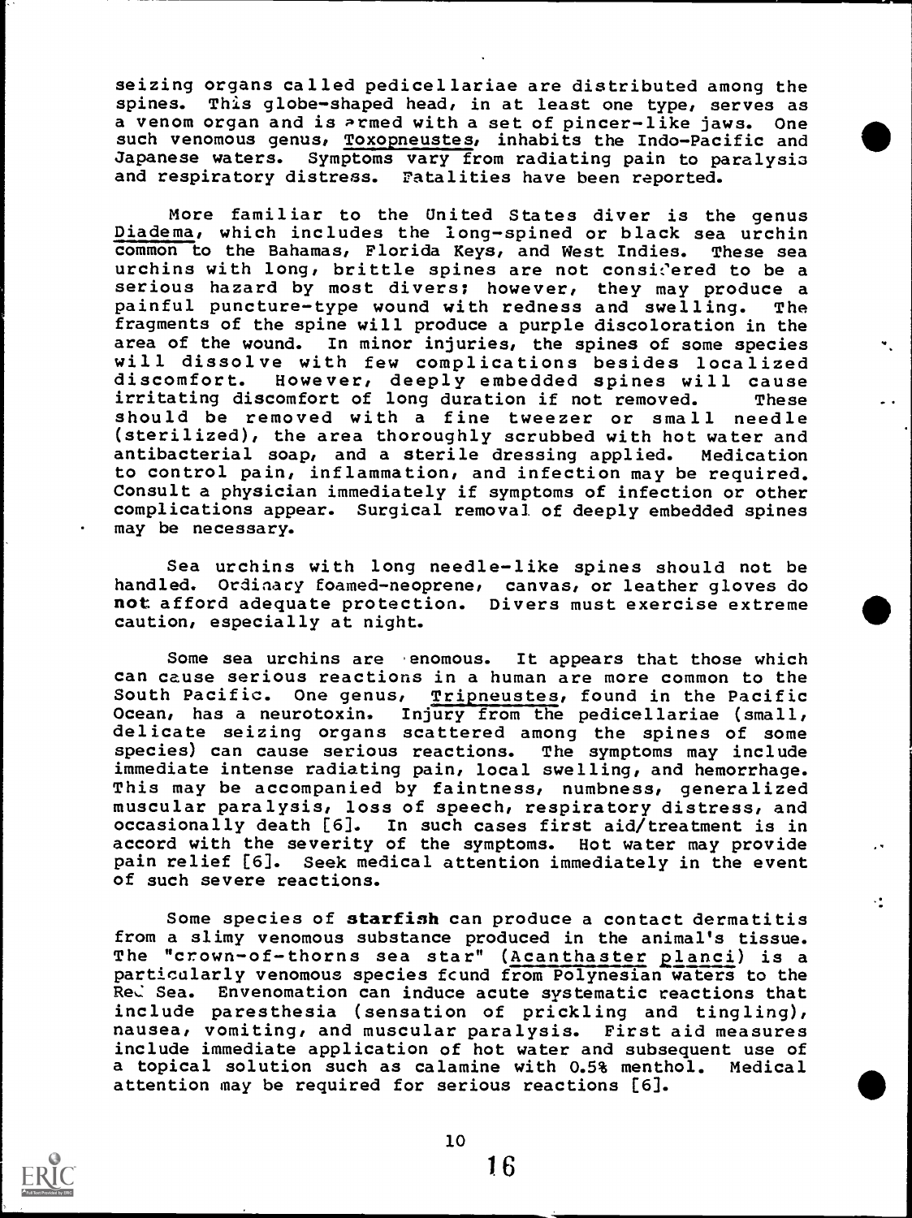seizing organs called pedicellariae are distributed among the spines. This globe-shaped head, in at least one type, serves as a venom organ and is armed with a set of pincer-like jaws. One such venomous genus, <u>Toxopneustes</u>, inhabits the Indo-Pacific and Japanese waters. Symptoms vary from radiating pain to paralysis and respiratory distress. Fatalities have been reported.

More familiar to the United States diver is the genus <u>Diadema</u>, which includes the long-spined or black sea urchin common to the Bahamas, Florida Keys, and West Indies. These sea urchins with long, brittle spines are not considered to be a serious hazard by most divers; however, they may produce a painful puncture-type wound with redness and swelling. The fragments of the spine will produce a purple discoloration in the area of the wound. In minor injuries, the spines of some species will dissolve with few complications besides localized discomfort. However, deeply embedded spines will cause irritating discomfort of long duration if not removed. These should be removed with a fine tweezer or small needle (sterilized), the area thoroughly scrubbed with hot water and antibacterial soap, and a sterile dressing applied. Medication to control pain, inflammation, and infection may be required. Consult a physician immediately if symptoms of infection or other complications appear. Surgical removal of deeply embedded spines may be necessary.

Sea urchins with long needle-like spines should not be handled. Ordinary foamed-neoprene, canvas, or leather gloves do **not** afford adequate protection. Divers must exercise extreme caution, especially at night.

Some sea urchins are venomous. It appears that those which can cause serious reactions in a human are more common to the South Pacific. One genus, <u>Tripneustes</u>, found in the Pacific Ocean, has a neurotoxin. Injury from the pedicellariae (small, delicate seizing organs scattered among the spines of some species) can cause serious reactions. The symptoms may include immediate intense radiating pain, local swelling, and hemorrhage. This may be accompanied by faintness, numbness, generalized muscular paralysis, loss of speech, respiratory distress, and occasionally death [6]. In such cases first aid/treatment is in accord with the severity of the symptoms. Hot water may provide pain relief [6]. Seek medical attention immediately in the event of such severe reactions.

Some species of **starfish** can produce a contact dermatitis from a slimy venomous substance produced in the animal's tissue. The "crown-of-thorns sea star" (<u>Acanthaster planci</u>) is a particularly venomous species found from Polynesian waters to the Red Sea. Envenomation can induce acute systematic reactions that include paresthesia (sensation of prickling and tingling), nausea, vomiting, and muscular paralysis. First aid measures include immediate application of hot water and subsequent use of a topical solution such as calamine with 0.5% menthol. Medical attention may be required for serious reactions [6].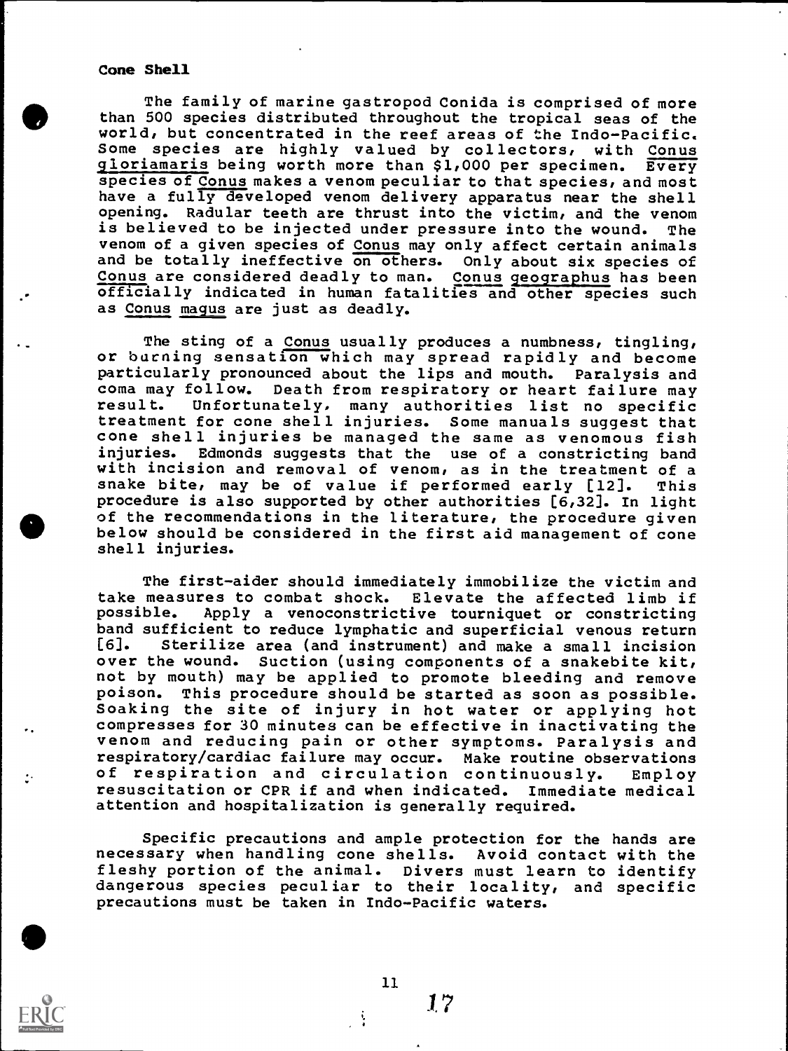## Cone Shell

The family of marine gastropod Conida is comprised of more than 500 species distributed throughout the tropical seas of the world, but concentrated in the reef areas of the Indo-Pacific. Some species are highly valued by collectors, with _Conus gloriamaris_ being worth more than $1,000 per specimen. Every species of _Conus_ makes a venom peculiar to that species, and most have a fully developed venom delivery apparatus near the shell opening. Radular teeth are thrust into the victim, and the venom is believed to be injected under pressure into the wound. The venom of a given species of _Conus_ may only affect certain animals and be totally ineffective on others. Only about six species of _Conus_ are considered deadly to man. _Conus geographus_ has been officially indicated in human fatalities and other species such as _Conus magus_ are just as deadly.

The sting of a _Conus_ usually produces a numbness, tingling, or burning sensation which may spread rapidly and become particularly pronounced about the lips and mouth. Paralysis and coma may follow. Death from respiratory or heart failure may result. Unfortunately, many authorities list no specific treatment for cone shell injuries. Some manuals suggest that cone shell injuries be managed the same as venomous fish injuries. Edmonds suggests that the use of a constricting band with incision and removal of venom, as in the treatment of a snake bite, may be of value if performed early [12]. This procedure is also supported by other authorities [6,32]. In light of the recommendations in the literature, the procedure given below should be considered in the first aid management of cone shell injuries.

The first-aider should immediately immobilize the victim and take measures to combat shock. Elevate the affected limb if possible. Apply a venoconstrictive tourniquet or constricting band sufficient to reduce lymphatic and superficial venous return [6]. Sterilize area (and instrument) and make a small incision over the wound. Suction (using components of a snakebite kit, not by mouth) may be applied to promote bleeding and remove poison. This procedure should be started as soon as possible. Soaking the site of injury in hot water or applying hot compresses for 30 minutes can be effective in inactivating the venom and reducing pain or other symptoms. Paralysis and respiratory/cardiac failure may occur. Make routine observations of respiration and circulation continuously. Employ resuscitation or CPR if and when indicated. Immediate medical attention and hospitalization is generally required.

Specific precautions and ample protection for the hands are necessary when handling cone shells. Avoid contact with the fleshy portion of the animal. Divers must learn to identify dangerous species peculiar to their locality, and specific precautions must be taken in Indo-Pacific waters.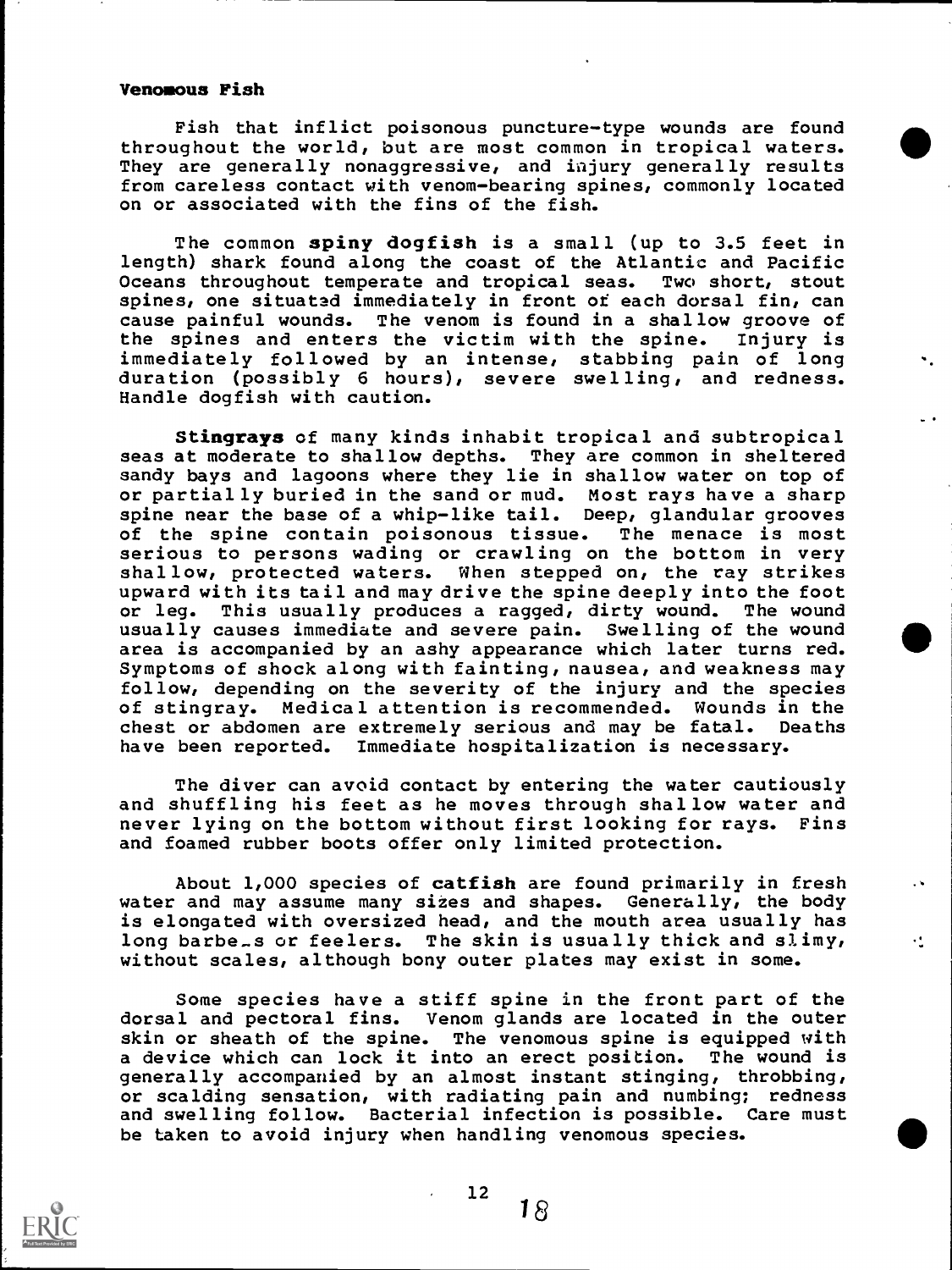### Venomous Fish

Fish that inflict poisonous puncture-type wounds are found throughout the world, but are most common in tropical waters. They are generally nonaggressive, and injury generally results from careless contact with venom-bearing spines, commonly located on or associated with the fins of the fish.

The common **spiny dogfish** is a small (up to 3.5 feet in length) shark found along the coast of the Atlantic and Pacific Oceans throughout temperate and tropical seas. Two short, stout spines, one situated immediately in front of each dorsal fin, can cause painful wounds. The venom is found in a shallow groove of the spines and enters the victim with the spine. Injury is immediately followed by an intense, stabbing pain of long duration (possibly 6 hours), severe swelling, and redness. Handle dogfish with caution.

**Stingrays** of many kinds inhabit tropical and subtropical seas at moderate to shallow depths. They are common in sheltered sandy bays and lagoons where they lie in shallow water on top of or partially buried in the sand or mud. Most rays have a sharp spine near the base of a whip-like tail. Deep, glandular grooves of the spine contain poisonous tissue. The menace is most serious to persons wading or crawling on the bottom in very shallow, protected waters. When stepped on, the ray strikes upward with its tail and may drive the spine deeply into the foot or leg. This usually produces a ragged, dirty wound. The wound usually causes immediate and severe pain. Swelling of the wound area is accompanied by an ashy appearance which later turns red. Symptoms of shock along with fainting, nausea, and weakness may follow, depending on the severity of the injury and the species of stingray. Medical attention is recommended. Wounds in the chest or abdomen are extremely serious and may be fatal. Deaths have been reported. Immediate hospitalization is necessary.

The diver can avoid contact by entering the water cautiously and shuffling his feet as he moves through shallow water and never lying on the bottom without first looking for rays. Fins and foamed rubber boots offer only limited protection.

About 1,000 species of **catfish** are found primarily in fresh water and may assume many sizes and shapes. Generally, the body is elongated with oversized head, and the mouth area usually has long barbels or feelers. The skin is usually thick and slimy, without scales, although bony outer plates may exist in some.

Some species have a stiff spine in the front part of the dorsal and pectoral fins. Venom glands are located in the outer skin or sheath of the spine. The venomous spine is equipped with a device which can lock it into an erect position. The wound is generally accompanied by an almost instant stinging, throbbing, or scalding sensation, with radiating pain and numbing; redness and swelling follow. Bacterial infection is possible. Care must be taken to avoid injury when handling venomous species.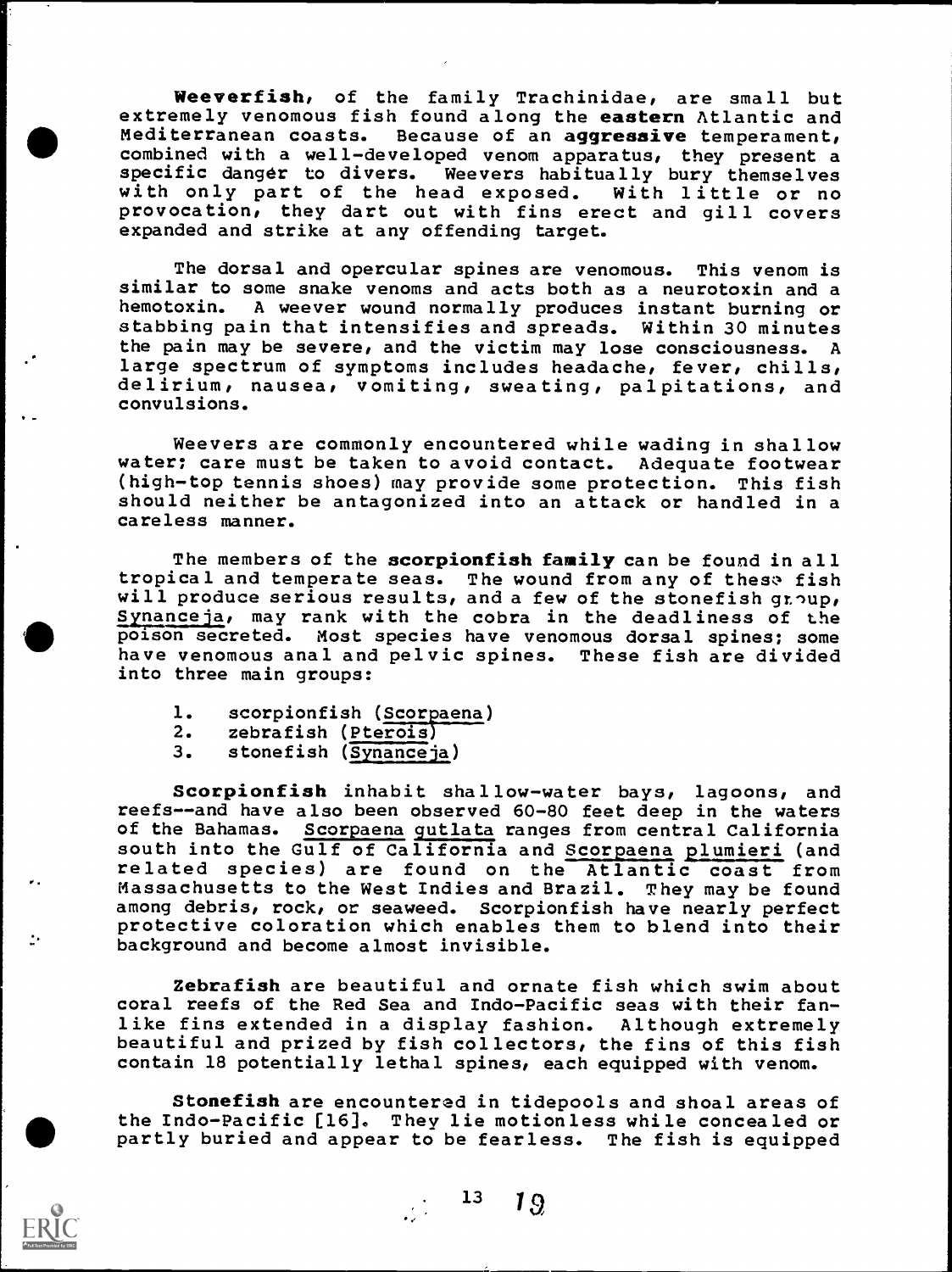**Weeverfish**, of the family Trachinidae, are small but extremely venomous fish found along the **eastern** Atlantic and Mediterranean coasts. Because of an **aggressive** temperament, combined with a well-developed venom apparatus, they present a specific danger to divers. Weevers habitually bury themselves with only part of the head exposed. With little or no provocation, they dart out with fins erect and gill covers expanded and strike at any offending target.

The dorsal and opercular spines are venomous. This venom is similar to some snake venoms and acts both as a neurotoxin and a hemotoxin. A weever wound normally produces instant burning or stabbing pain that intensifies and spreads. Within 30 minutes the pain may be severe, and the victim may lose consciousness. A large spectrum of symptoms includes headache, fever, chills, delirium, nausea, vomiting, sweating, palpitations, and convulsions.

Weevers are commonly encountered while wading in shallow water; care must be taken to avoid contact. Adequate footwear (high-top tennis shoes) may provide some protection. This fish should neither be antagonized into an attack or handled in a careless manner.

The members of the **scorpionfish family** can be found in all tropical and temperate seas. The wound from any of these fish will produce serious results, and a few of the stonefish group, Synanceja, may rank with the cobra in the deadliness of the poison secreted. Most species have venomous dorsal spines; some have venomous anal and pelvic spines. These fish are divided into three main groups:

1. scorpionfish (Scorpaena)
2. zebrafish (Pterois)
3. stonefish (Synanceja)

**Scorpionfish** inhabit shallow-water bays, lagoons, and reefs--and have also been observed 60-80 feet deep in the waters of the Bahamas. Scorpaena gutlata ranges from central California south into the Gulf of California and Scorpaena plumieri (and related species) are found on the Atlantic coast from Massachusetts to the West Indies and Brazil. They may be found among debris, rock, or seaweed. Scorpionfish have nearly perfect protective coloration which enables them to blend into their background and become almost invisible.

**Zebrafish** are beautiful and ornate fish which swim about coral reefs of the Red Sea and Indo-Pacific seas with their fan-like fins extended in a display fashion. Although extremely beautiful and prized by fish collectors, the fins of this fish contain 18 potentially lethal spines, each equipped with venom.

**Stonefish** are encountered in tidepools and shoal areas of the Indo-Pacific [16]. They lie motionless while concealed or partly buried and appear to be fearless. The fish is equipped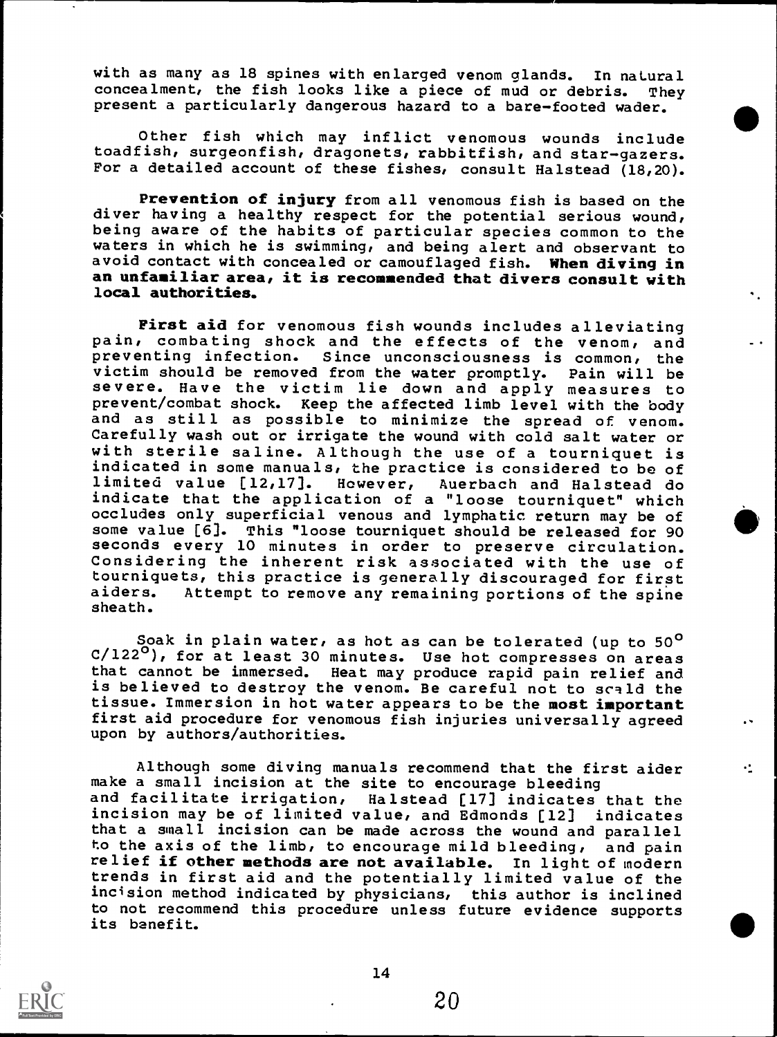with as many as 18 spines with enlarged venom glands. In natural concealment, the fish looks like a piece of mud or debris. They present a particularly dangerous hazard to a bare-footed wader.

Other fish which may inflict venomous wounds include toadfish, surgeonfish, dragonets, rabbitfish, and star-gazers. For a detailed account of these fishes, consult Halstead (18,20).

**Prevention of injury** from all venomous fish is based on the diver having a healthy respect for the potential serious wound, being aware of the habits of particular species common to the waters in which he is swimming, and being alert and observant to avoid contact with concealed or camouflaged fish. **When diving in an unfamiliar area, it is recommended that divers consult with local authorities.**

**First aid** for venomous fish wounds includes alleviating pain, combating shock and the effects of the venom, and preventing infection. Since unconsciousness is common, the victim should be removed from the water promptly. Pain will be severe. Have the victim lie down and apply measures to prevent/combat shock. Keep the affected limb level with the body and as still as possible to minimize the spread of venom. Carefully wash out or irrigate the wound with cold salt water or with sterile saline. Although the use of a tourniquet is indicated in some manuals, the practice is considered to be of limited value [12,17]. However, Auerbach and Halstead do indicate that the application of a "loose tourniquet" which occludes only superficial venous and lymphatic return may be of some value [6]. This "loose tourniquet should be released for 90 seconds every 10 minutes in order to preserve circulation. Considering the inherent risk associated with the use of tourniquets, this practice is generally discouraged for first aiders. Attempt to remove any remaining portions of the spine sheath.

Soak in plain water, as hot as can be tolerated (up to 50° C/122°), for at least 30 minutes. Use hot compresses on areas that cannot be immersed. Heat may produce rapid pain relief and is believed to destroy the venom. Be careful not to scald the tissue. Immersion in hot water appears to be the **most important** first aid procedure for venomous fish injuries universally agreed upon by authors/authorities.

Although some diving manuals recommend that the first aider make a small incision at the site to encourage bleeding and facilitate irrigation, Halstead [17] indicates that the incision may be of limited value, and Edmonds [12] indicates that a small incision can be made across the wound and parallel to the axis of the limb, to encourage mild bleeding, and pain relief **if other methods are not available.** In light of modern trends in first aid and the potentially limited value of the incision method indicated by physicians, this author is inclined to not recommend this procedure unless future evidence supports its benefit.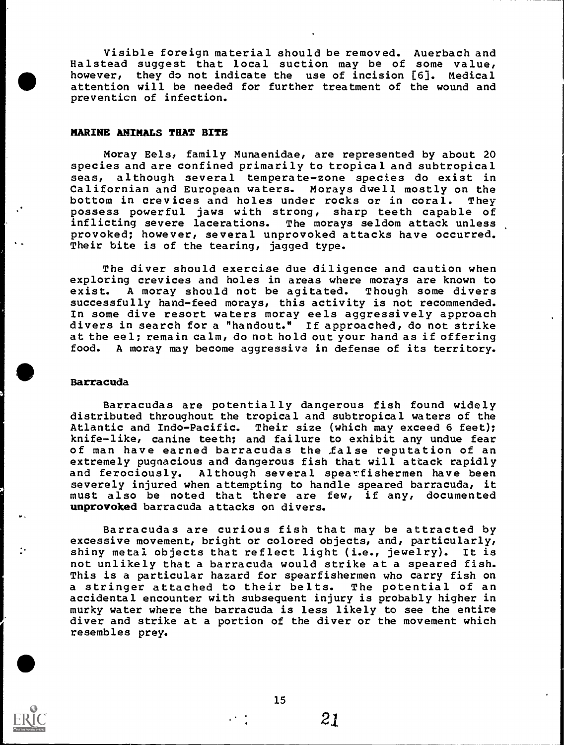Visible foreign material should be removed. Auerbach and Halstead suggest that local suction may be of some value, however, they do not indicate the use of incision [6]. Medical attention will be needed for further treatment of the wound and prevention of infection.

## MARINE ANIMALS THAT BITE

Moray Eels, family Munaenidae, are represented by about 20 species and are confined primarily to tropical and subtropical seas, although several temperate-zone species do exist in Californian and European waters. Morays dwell mostly on the bottom in crevices and holes under rocks or in coral. They possess powerful jaws with strong, sharp teeth capable of inflicting severe lacerations. The morays seldom attack unless provoked; however, several unprovoked attacks have occurred. Their bite is of the tearing, jagged type.

The diver should exercise due diligence and caution when exploring crevices and holes in areas where morays are known to exist. A moray should not be agitated. Though some divers successfully hand-feed morays, this activity is not recommended. In some dive resort waters moray eels aggressively approach divers in search for a "handout." If approached, do not strike at the eel; remain calm, do not hold out your hand as if offering food. A moray may become aggressive in defense of its territory.

### Barracuda

Barracudas are potentially dangerous fish found widely distributed throughout the tropical and subtropical waters of the Atlantic and Indo-Pacific. Their size (which may exceed 6 feet); knife-like, canine teeth; and failure to exhibit any undue fear of man have earned barracudas the false reputation of an extremely pugnacious and dangerous fish that will attack rapidly and ferociously. Although several spearfishermen have been severely injured when attempting to handle speared barracuda, it must also be noted that there are few, if any, documented **unprovoked** barracuda attacks on divers.

Barracudas are curious fish that may be attracted by excessive movement, bright or colored objects, and, particularly, shiny metal objects that reflect light (i.e., jewelry). It is not unlikely that a barracuda would strike at a speared fish. This is a particular hazard for spearfishermen who carry fish on a stringer attached to their belts. The potential of an accidental encounter with subsequent injury is probably higher in murky water where the barracuda is less likely to see the entire diver and strike at a portion of the diver or the movement which resembles prey.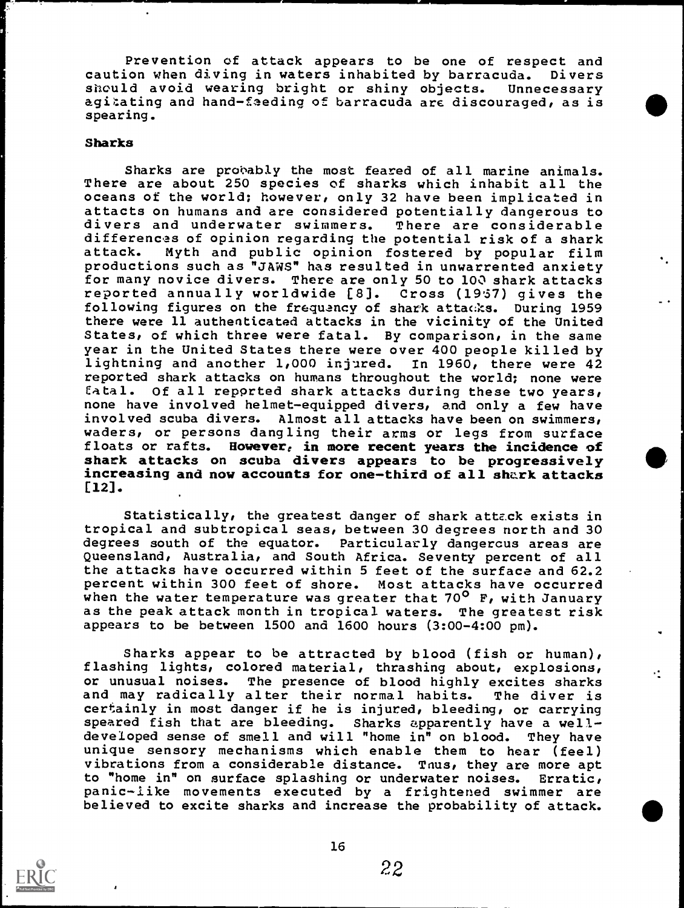Prevention of attack appears to be one of respect and caution when diving in waters inhabited by barracuda. Divers should avoid wearing bright or shiny objects. Unnecessary agitating and hand-feeding of barracuda are discouraged, as is spearing.

#### Sharks

Sharks are probably the most feared of all marine animals. There are about 250 species of sharks which inhabit all the oceans of the world; however, only 32 have been implicated in attacts on humans and are considered potentially dangerous to divers and underwater swimmers. There are considerable differences of opinion regarding the potential risk of a shark attack. Myth and public opinion fostered by popular film productions such as "JAWS" has resulted in unwarrented anxiety for many novice divers. There are only 50 to 100 shark attacks reported annually worldwide [8]. Cross (1957) gives the following figures on the frequency of shark attacks. During 1959 there were 11 authenticated attacks in the vicinity of the United States, of which three were fatal. By comparison, in the same year in the United States there were over 400 people killed by lightning and another 1,000 injured. In 1960, there were 42 reported shark attacks on humans throughout the world; none were fatal. Of all reported shark attacks during these two years, none have involved helmet-equipped divers, and only a few have involved scuba divers. Almost all attacks have been on swimmers, waders, or persons dangling their arms or legs from surface floats or rafts. **However, in more recent years the incidence of shark attacks on scuba divers appears to be progressively increasing and now accounts for one-third of all shark attacks [12].**

Statistically, the greatest danger of shark attack exists in tropical and subtropical seas, between 30 degrees north and 30 degrees south of the equator. Particularly dangerous areas are Queensland, Australia, and South Africa. Seventy percent of all the attacks have occurred within 5 feet of the surface and 62.2 percent within 300 feet of shore. Most attacks have occurred when the water temperature was greater that 70° F, with January as the peak attack month in tropical waters. The greatest risk appears to be between 1500 and 1600 hours (3:00-4:00 pm).

Sharks appear to be attracted by blood (fish or human), flashing lights, colored material, thrashing about, explosions, or unusual noises. The presence of blood highly excites sharks and may radically alter their normal habits. The diver is certainly in most danger if he is injured, bleeding, or carrying speared fish that are bleeding. Sharks apparently have a well-developed sense of smell and will "home in" on blood. They have unique sensory mechanisms which enable them to hear (feel) vibrations from a considerable distance. Thus, they are more apt to "home in" on surface splashing or underwater noises. Erratic, panic-like movements executed by a frightened swimmer are believed to excite sharks and increase the probability of attack.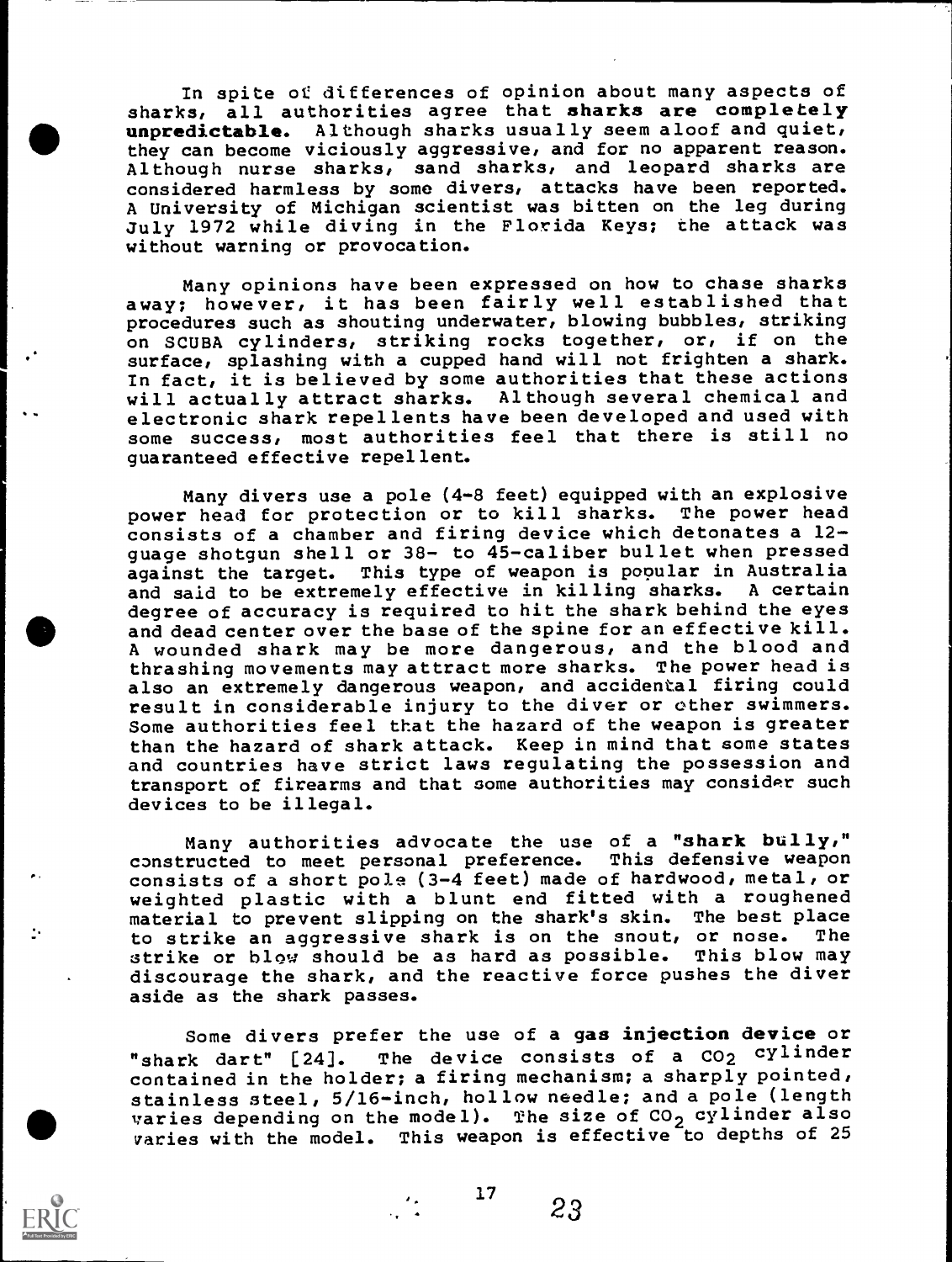In spite of differences of opinion about many aspects of sharks, all authorities agree that **sharks are completely unpredictable.** Although sharks usually seem aloof and quiet, they can become viciously aggressive, and for no apparent reason. Although nurse sharks, sand sharks, and leopard sharks are considered harmless by some divers, attacks have been reported. A University of Michigan scientist was bitten on the leg during July 1972 while diving in the Florida Keys; the attack was without warning or provocation.

Many opinions have been expressed on how to chase sharks away; however, it has been fairly well established that procedures such as shouting underwater, blowing bubbles, striking on SCUBA cylinders, striking rocks together, or, if on the surface, splashing with a cupped hand will not frighten a shark. In fact, it is believed by some authorities that these actions will actually attract sharks. Although several chemical and electronic shark repellents have been developed and used with some success, most authorities feel that there is still no guaranteed effective repellent.

Many divers use a pole (4-8 feet) equipped with an explosive power head for protection or to kill sharks. The power head consists of a chamber and firing device which detonates a 12-guage shotgun shell or 38- to 45-caliber bullet when pressed against the target. This type of weapon is popular in Australia and said to be extremely effective in killing sharks. A certain degree of accuracy is required to hit the shark behind the eyes and dead center over the base of the spine for an effective kill. A wounded shark may be more dangerous, and the blood and thrashing movements may attract more sharks. The power head is also an extremely dangerous weapon, and accidental firing could result in considerable injury to the diver or other swimmers. Some authorities feel that the hazard of the weapon is greater than the hazard of shark attack. Keep in mind that some states and countries have strict laws regulating the possession and transport of firearms and that some authorities may consider such devices to be illegal.

Many authorities advocate the use of a **"shark bully,"** constructed to meet personal preference. This defensive weapon consists of a short pole (3-4 feet) made of hardwood, metal, or weighted plastic with a blunt end fitted with a roughened material to prevent slipping on the shark's skin. The best place to strike an aggressive shark is on the snout, or nose. The strike or blow should be as hard as possible. This blow may discourage the shark, and the reactive force pushes the diver aside as the shark passes.

Some divers prefer the use of a **gas injection device** or "shark dart" [24]. The device consists of a $CO_2$ cylinder contained in the holder; a firing mechanism; a sharply pointed, stainless steel, 5/16-inch, hollow needle; and a pole (length varies depending on the model). The size of $CO_2$ cylinder also varies with the model. This weapon is effective to depths of 25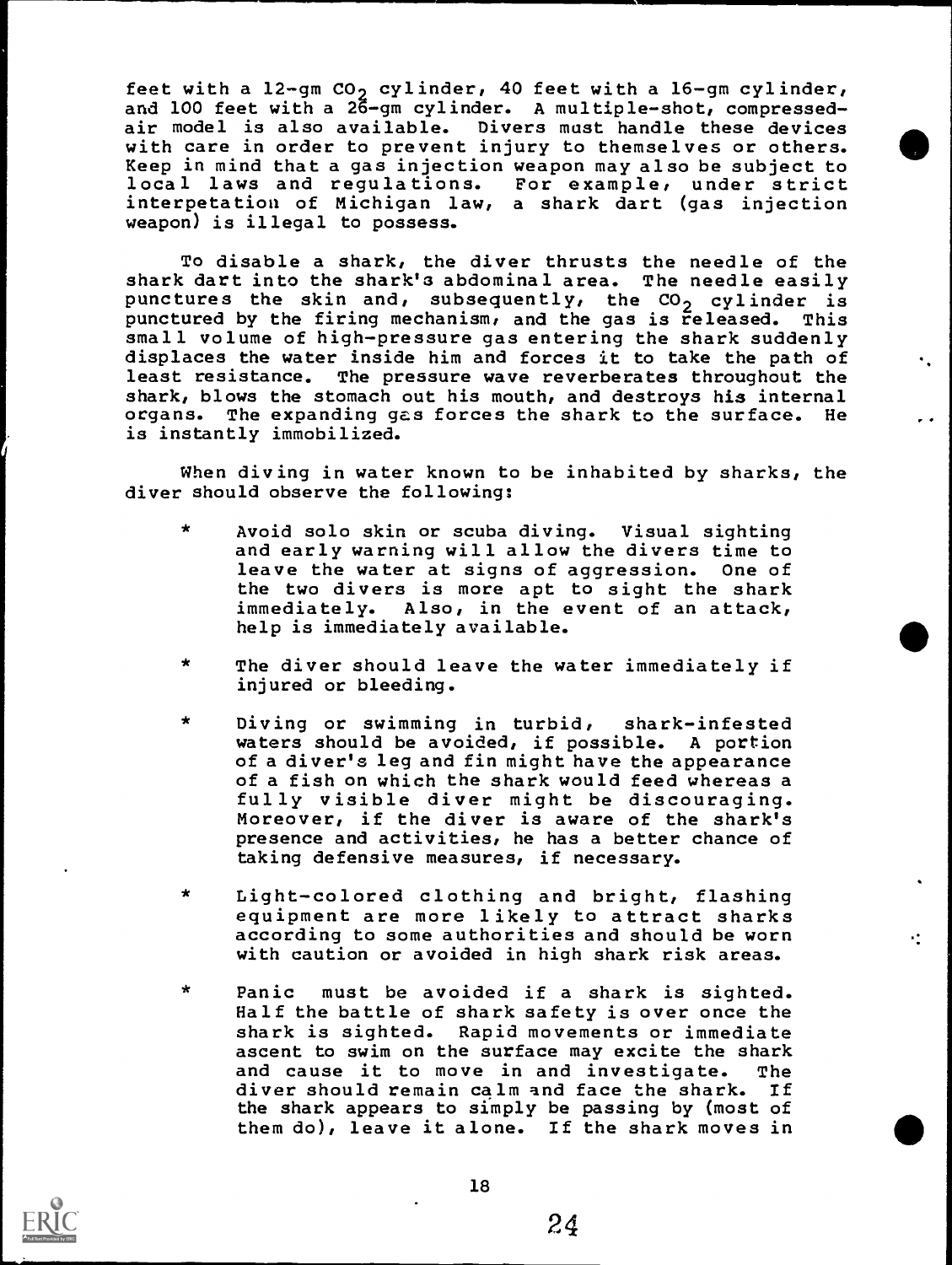feet with a 12-gm $CO_2$ cylinder, 40 feet with a 16-gm cylinder, and 100 feet with a 26-gm cylinder. A multiple-shot, compressed-air model is also available. Divers must handle these devices with care in order to prevent injury to themselves or others. Keep in mind that a gas injection weapon may also be subject to local laws and regulations. For example, under strict interpetation of Michigan law, a shark dart (gas injection weapon) is illegal to possess.

To disable a shark, the diver thrusts the needle of the shark dart into the shark's abdominal area. The needle easily punctures the skin and, subsequently, the $CO_2$ cylinder is punctured by the firing mechanism, and the gas is released. This small volume of high-pressure gas entering the shark suddenly displaces the water inside him and forces it to take the path of least resistance. The pressure wave reverberates throughout the shark, blows the stomach out his mouth, and destroys his internal organs. The expanding gas forces the shark to the surface. He is instantly immobilized.

When diving in water known to be inhabited by sharks, the diver should observe the following:

* Avoid solo skin or scuba diving. Visual sighting and early warning will allow the divers time to leave the water at signs of aggression. One of the two divers is more apt to sight the shark immediately. Also, in the event of an attack, help is immediately available.

* The diver should leave the water immediately if injured or bleeding.

* Diving or swimming in turbid, shark-infested waters should be avoided, if possible. A portion of a diver's leg and fin might have the appearance of a fish on which the shark would feed whereas a fully visible diver might be discouraging. Moreover, if the diver is aware of the shark's presence and activities, he has a better chance of taking defensive measures, if necessary.

* Light-colored clothing and bright, flashing equipment are more likely to attract sharks according to some authorities and should be worn with caution or avoided in high shark risk areas.

* Panic must be avoided if a shark is sighted. Half the battle of shark safety is over once the shark is sighted. Rapid movements or immediate ascent to swim on the surface may excite the shark and cause it to move in and investigate. The diver should remain calm and face the shark. If the shark appears to simply be passing by (most of them do), leave it alone. If the shark moves in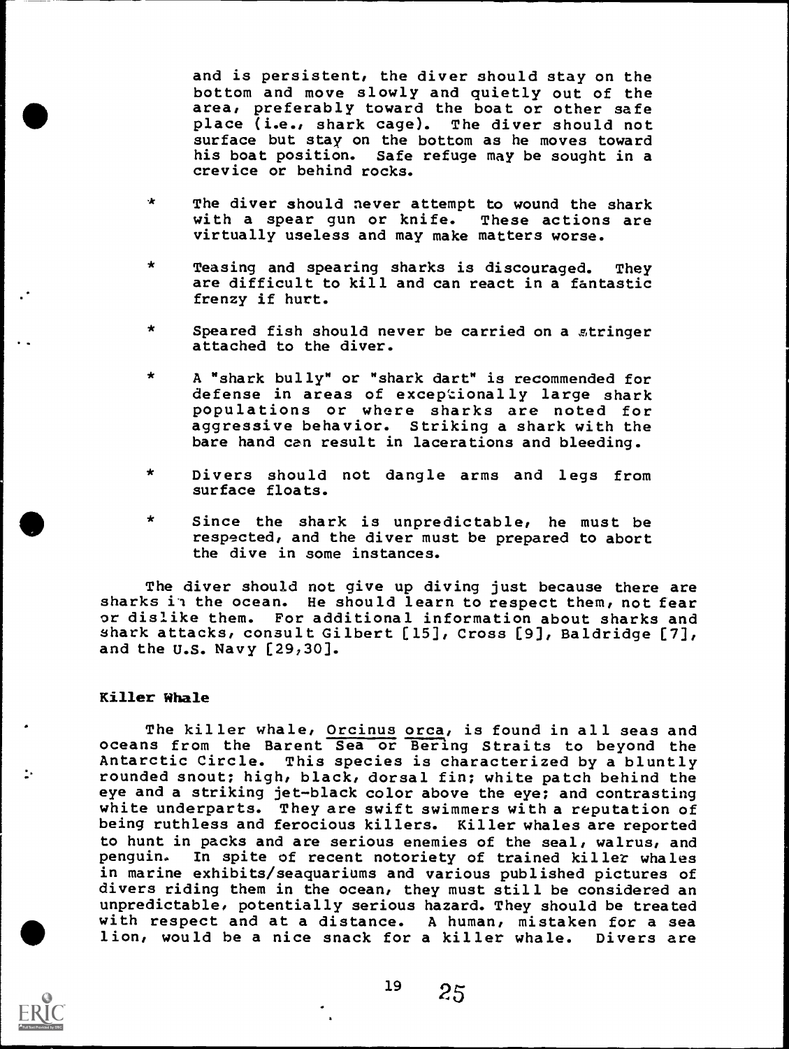and is persistent, the diver should stay on the bottom and move slowly and quietly out of the area, preferably toward the boat or other safe place (i.e., shark cage). The diver should not surface but stay on the bottom as he moves toward his boat position. Safe refuge may be sought in a crevice or behind rocks.

* The diver should never attempt to wound the shark with a spear gun or knife. These actions are virtually useless and may make matters worse.

* Teasing and spearing sharks is discouraged. They are difficult to kill and can react in a fantastic frenzy if hurt.

* Speared fish should never be carried on a stringer attached to the diver.

* A "shark bully" or "shark dart" is recommended for defense in areas of exceptionally large shark populations or where sharks are noted for aggressive behavior. Striking a shark with the bare hand can result in lacerations and bleeding.

* Divers should not dangle arms and legs from surface floats.

* Since the shark is unpredictable, he must be respected, and the diver must be prepared to abort the dive in some instances.

The diver should not give up diving just because there are sharks in the ocean. He should learn to respect them, not fear or dislike them. For additional information about sharks and shark attacks, consult Gilbert [15], Cross [9], Baldridge [7], and the U.S. Navy [29,30].

### Killer Whale

The killer whale, Orcinus orca, is found in all seas and oceans from the Barent Sea or Bering Straits to beyond the Antarctic Circle. This species is characterized by a bluntly rounded snout; high, black, dorsal fin; white patch behind the eye and a striking jet-black color above the eye; and contrasting white underparts. They are swift swimmers with a reputation of being ruthless and ferocious killers. Killer whales are reported to hunt in packs and are serious enemies of the seal, walrus, and penguin. In spite of recent notoriety of trained killer whales in marine exhibits/seaquariums and various published pictures of divers riding them in the ocean, they must still be considered an unpredictable, potentially serious hazard. They should be treated with respect and at a distance. A human, mistaken for a sea lion, would be a nice snack for a killer whale. Divers are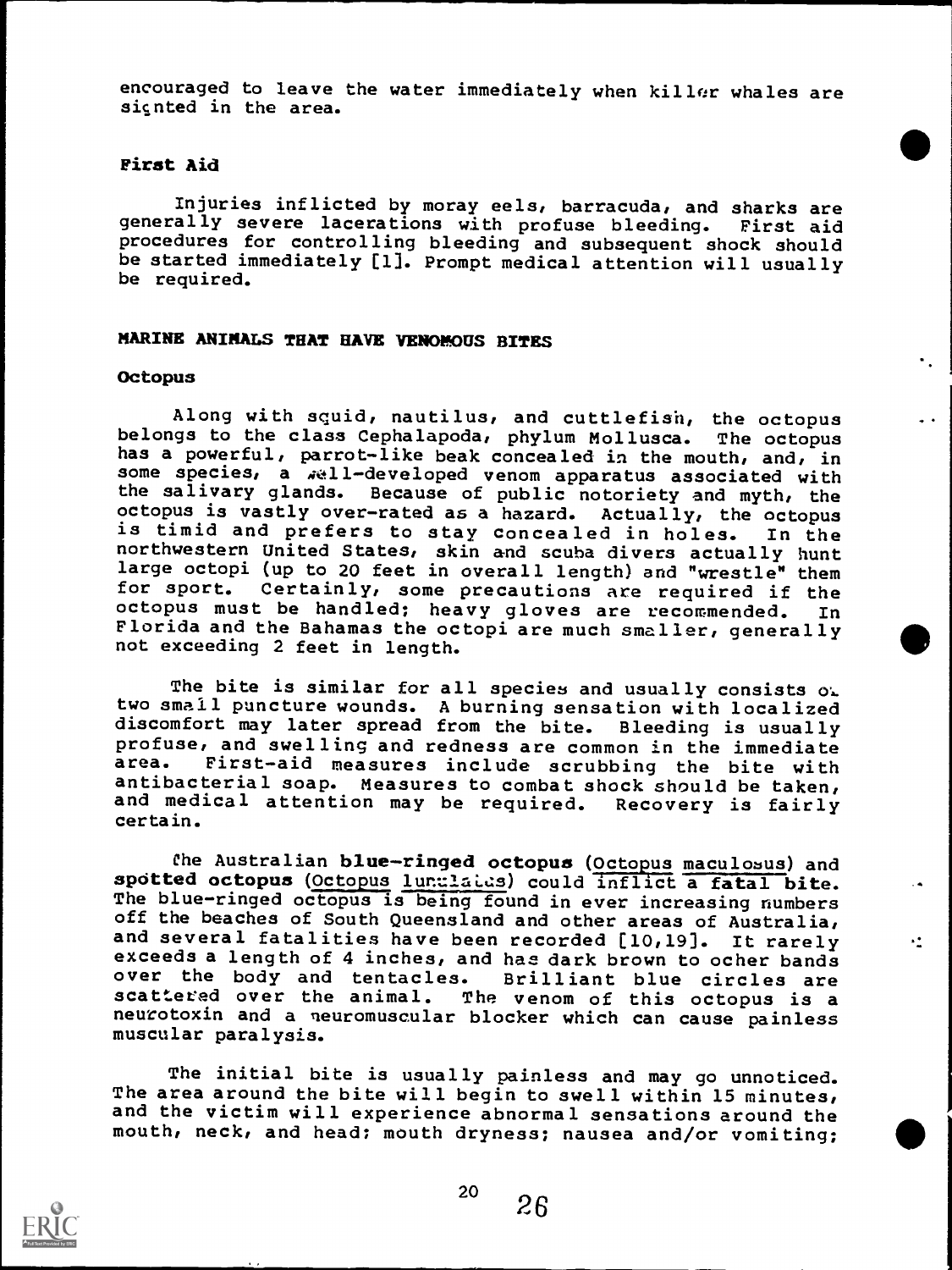encouraged to leave the water immediately when killer whales are sighted in the area.

### First Aid

Injuries inflicted by moray eels, barracuda, and sharks are generally severe lacerations with profuse bleeding. First aid procedures for controlling bleeding and subsequent shock should be started immediately [1]. Prompt medical attention will usually be required.

## MARINE ANIMALS THAT HAVE VENOMOUS BITES

### Octopus

Along with squid, nautilus, and cuttlefish, the octopus belongs to the class Cephalapoda, phylum Mollusca. The octopus has a powerful, parrot-like beak concealed in the mouth, and, in some species, a well-developed venom apparatus associated with the salivary glands. Because of public notoriety and myth, the octopus is vastly over-rated as a hazard. Actually, the octopus is timid and prefers to stay concealed in holes. In the northwestern United States, skin and scuba divers actually hunt large octopi (up to 20 feet in overall length) and "wrestle" them for sport. Certainly, some precautions are required if the octopus must be handled; heavy gloves are recommended. In Florida and the Bahamas the octopi are much smaller, generally not exceeding 2 feet in length.

The bite is similar for all species and usually consists of two small puncture wounds. A burning sensation with localized discomfort may later spread from the bite. Bleeding is usually profuse, and swelling and redness are common in the immediate area. First-aid measures include scrubbing the bite with antibacterial soap. Measures to combat shock should be taken, and medical attention may be required. Recovery is fairly certain.

The Australian **blue-ringed octopus** (Octopus maculosus) and **spotted octopus** (Octopus lunulatus) could inflict a fatal bite. The blue-ringed octopus is being found in ever increasing numbers off the beaches of South Queensland and other areas of Australia, and several fatalities have been recorded [10,19]. It rarely exceeds a length of 4 inches, and has dark brown to ocher bands over the body and tentacles. Brilliant blue circles are scattered over the animal. The venom of this octopus is a neurotoxin and a neuromuscular blocker which can cause painless muscular paralysis.

The initial bite is usually painless and may go unnoticed. The area around the bite will begin to swell within 15 minutes, and the victim will experience abnormal sensations around the mouth, neck, and head; mouth dryness; nausea and/or vomiting;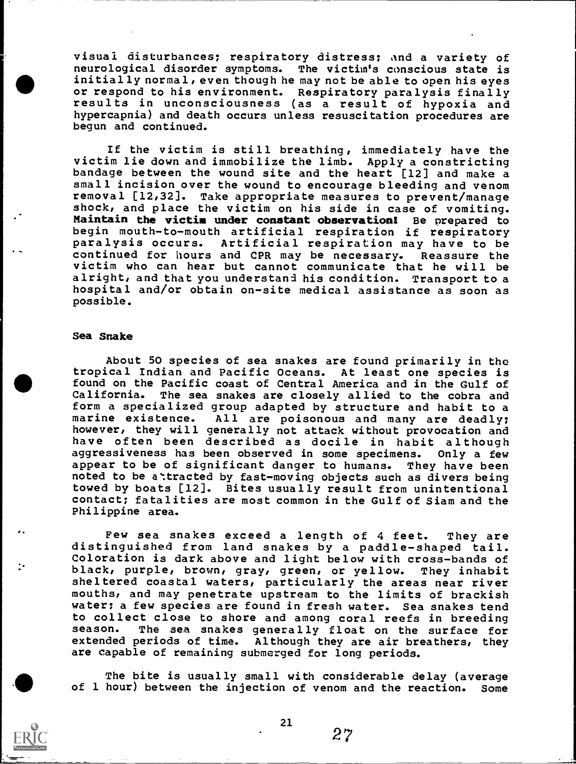visual disturbances; respiratory distress; and a variety of neurological disorder symptoms. The victim's conscious state is initially normal, even though he may not be able to open his eyes or respond to his environment. Respiratory paralysis finally results in unconsciousness (as a result of hypoxia and hypercapnia) and death occurs unless resuscitation procedures are begun and continued.

If the victim is still breathing, immediately have the victim lie down and immobilize the limb. Apply a constricting bandage between the wound site and the heart [12] and make a small incision over the wound to encourage bleeding and venom removal [12,32]. Take appropriate measures to prevent/manage shock, and place the victim on his side in case of vomiting. **Maintain the victim under constant observation!** Be prepared to begin mouth-to-mouth artificial respiration if respiratory paralysis occurs. Artificial respiration may have to be continued for hours and CPR may be necessary. Reassure the victim who can hear but cannot communicate that he will be alright, and that you understand his condition. Transport to a hospital and/or obtain on-site medical assistance as soon as possible.

### Sea Snake

About 50 species of sea snakes are found primarily in the tropical Indian and Pacific Oceans. At least one species is found on the Pacific coast of Central America and in the Gulf of California. The sea snakes are closely allied to the cobra and form a specialized group adapted by structure and habit to a marine existence. All are poisonous and many are deadly; however, they will generally not attack without provocation and have often been described as docile in habit although aggressiveness has been observed in some specimens. Only a few appear to be of significant danger to humans. They have been noted to be attracted by fast-moving objects such as divers being towed by boats [12]. Bites usually result from unintentional contact; fatalities are most common in the Gulf of Siam and the Philippine area.

Few sea snakes exceed a length of 4 feet. They are distinguished from land snakes by a paddle-shaped tail. Coloration is dark above and light below with cross-bands of black, purple, brown, gray, green, or yellow. They inhabit sheltered coastal waters, particularly the areas near river mouths, and may penetrate upstream to the limits of brackish water; a few species are found in fresh water. Sea snakes tend to collect close to shore and among coral reefs in breeding season. The sea snakes generally float on the surface for extended periods of time. Although they are air breathers, they are capable of remaining submerged for long periods.

The bite is usually small with considerable delay (average of 1 hour) between the injection of venom and the reaction. Some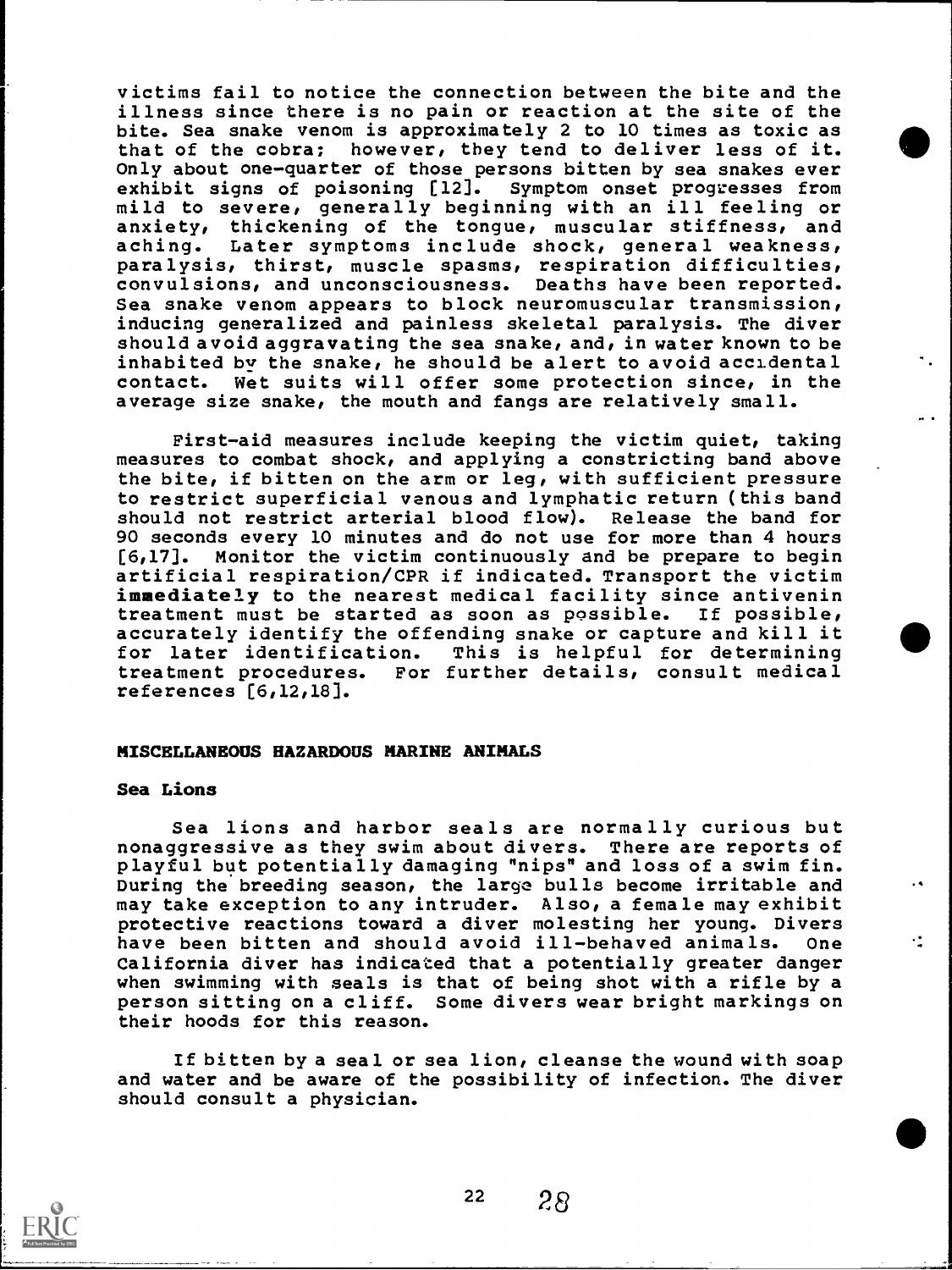victims fail to notice the connection between the bite and the illness since there is no pain or reaction at the site of the bite. Sea snake venom is approximately 2 to 10 times as toxic as that of the cobra; however, they tend to deliver less of it. Only about one-quarter of those persons bitten by sea snakes ever exhibit signs of poisoning [12]. Symptom onset progresses from mild to severe, generally beginning with an ill feeling or anxiety, thickening of the tongue, muscular stiffness, and aching. Later symptoms include shock, general weakness, paralysis, thirst, muscle spasms, respiration difficulties, convulsions, and unconsciousness. Deaths have been reported. Sea snake venom appears to block neuromuscular transmission, inducing generalized and painless skeletal paralysis. The diver should avoid aggravating the sea snake, and, in water known to be inhabited by the snake, he should be alert to avoid accidental contact. Wet suits will offer some protection since, in the average size snake, the mouth and fangs are relatively small.

First-aid measures include keeping the victim quiet, taking measures to combat shock, and applying a constricting band above the bite, if bitten on the arm or leg, with sufficient pressure to restrict superficial venous and lymphatic return (this band should not restrict arterial blood flow). Release the band for 90 seconds every 10 minutes and do not use for more than 4 hours [6,17]. Monitor the victim continuously and be prepare to begin artificial respiration/CPR if indicated. Transport the victim **immediately** to the nearest medical facility since antivenin treatment must be started as soon as possible. If possible, accurately identify the offending snake or capture and kill it for later identification. This is helpful for determining treatment procedures. For further details, consult medical references [6,12,18].

## MISCELLANEOUS HAZARDOUS MARINE ANIMALS

### Sea Lions

Sea lions and harbor seals are normally curious but nonaggressive as they swim about divers. There are reports of playful but potentially damaging "nips" and loss of a swim fin. During the breeding season, the large bulls become irritable and may take exception to any intruder. Also, a female may exhibit protective reactions toward a diver molesting her young. Divers have been bitten and should avoid ill-behaved animals. One California diver has indicated that a potentially greater danger when swimming with seals is that of being shot with a rifle by a person sitting on a cliff. Some divers wear bright markings on their hoods for this reason.

If bitten by a seal or sea lion, cleanse the wound with soap and water and be aware of the possibility of infection. The diver should consult a physician.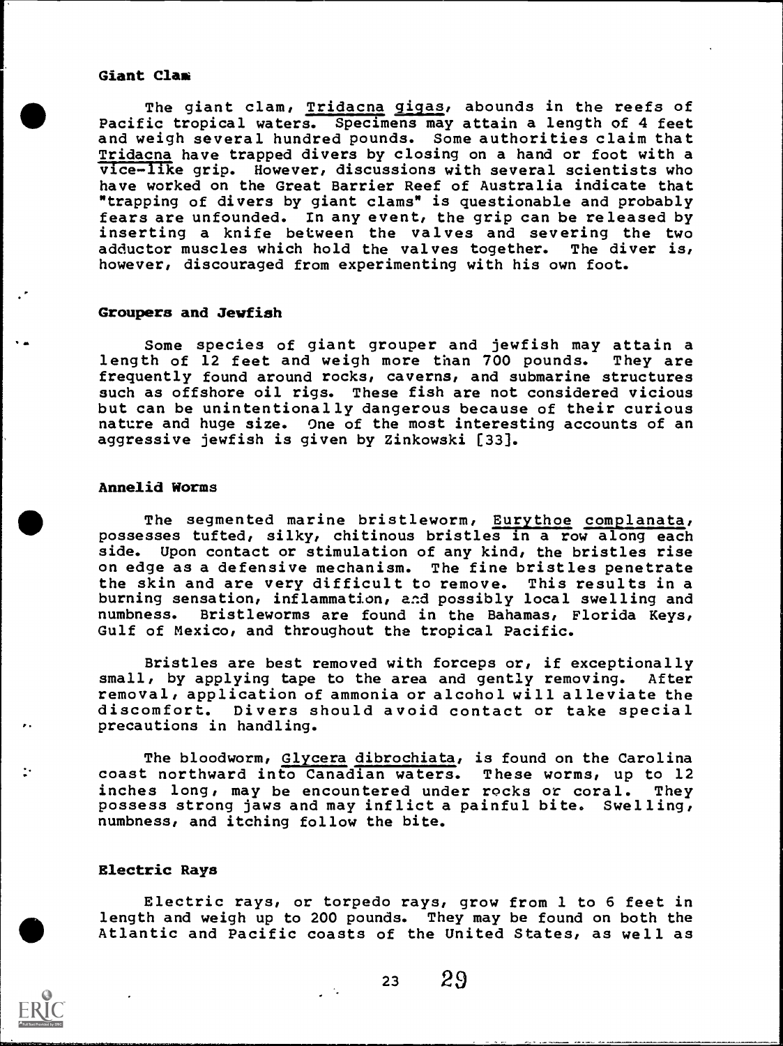### Giant Clam

The giant clam, Tridacna gigas, abounds in the reefs of Pacific tropical waters. Specimens may attain a length of 4 feet and weigh several hundred pounds. Some authorities claim that Tridacna have trapped divers by closing on a hand or foot with a vice-like grip. However, discussions with several scientists who have worked on the Great Barrier Reef of Australia indicate that "trapping of divers by giant clams" is questionable and probably fears are unfounded. In any event, the grip can be released by inserting a knife between the valves and severing the two adductor muscles which hold the valves together. The diver is, however, discouraged from experimenting with his own foot.

### Groupers and Jewfish

Some species of giant grouper and jewfish may attain a length of 12 feet and weigh more than 700 pounds. They are frequently found around rocks, caverns, and submarine structures such as offshore oil rigs. These fish are not considered vicious but can be unintentionally dangerous because of their curious nature and huge size. One of the most interesting accounts of an aggressive jewfish is given by Zinkowski [33].

### Annelid Worms

The segmented marine bristleworm, Eurythoe complanata, possesses tufted, silky, chitinous bristles in a row along each side. Upon contact or stimulation of any kind, the bristles rise on edge as a defensive mechanism. The fine bristles penetrate the skin and are very difficult to remove. This results in a burning sensation, inflammation, and possibly local swelling and numbness. Bristleworms are found in the Bahamas, Florida Keys, Gulf of Mexico, and throughout the tropical Pacific.

Bristles are best removed with forceps or, if exceptionally small, by applying tape to the area and gently removing. After removal, application of ammonia or alcohol will alleviate the discomfort. Divers should avoid contact or take special precautions in handling.

The bloodworm, Glycera dibrochiata, is found on the Carolina coast northward into Canadian waters. These worms, up to 12 inches long, may be encountered under rocks or coral. They possess strong jaws and may inflict a painful bite. Swelling, numbness, and itching follow the bite.

### Electric Rays

Electric rays, or torpedo rays, grow from 1 to 6 feet in length and weigh up to 200 pounds. They may be found on both the Atlantic and Pacific coasts of the United States, as well as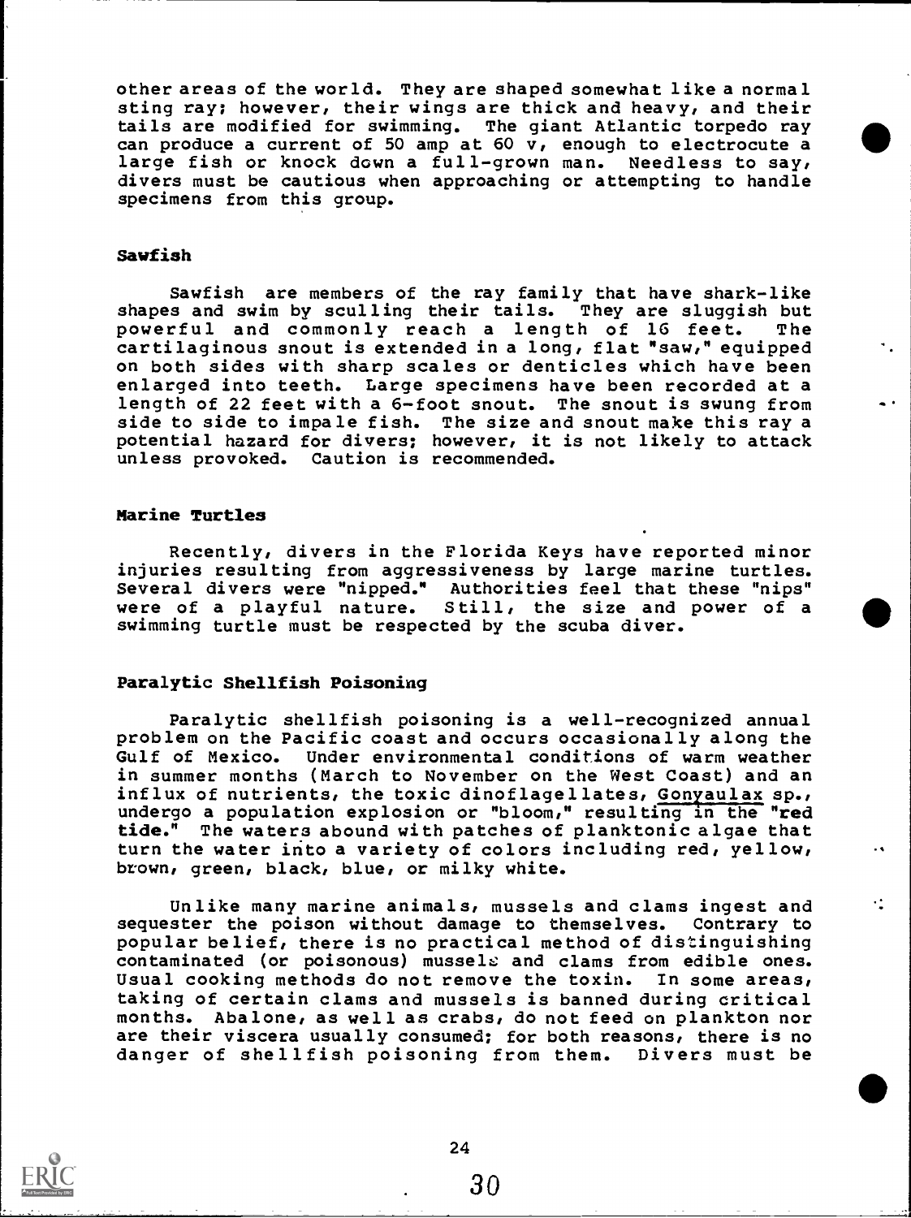other areas of the world. They are shaped somewhat like a normal sting ray; however, their wings are thick and heavy, and their tails are modified for swimming. The giant Atlantic torpedo ray can produce a current of 50 amp at 60 v, enough to electrocute a large fish or knock down a full-grown man. Needless to say, divers must be cautious when approaching or attempting to handle specimens from this group.

### Sawfish

Sawfish are members of the ray family that have shark-like shapes and swim by sculling their tails. They are sluggish but powerful and commonly reach a length of 16 feet. The cartilaginous snout is extended in a long, flat "saw," equipped on both sides with sharp scales or denticles which have been enlarged into teeth. Large specimens have been recorded at a length of 22 feet with a 6-foot snout. The snout is swung from side to side to impale fish. The size and snout make this ray a potential hazard for divers; however, it is not likely to attack unless provoked. Caution is recommended.

### Marine Turtles

Recently, divers in the Florida Keys have reported minor injuries resulting from aggressiveness by large marine turtles. Several divers were "nipped." Authorities feel that these "nips" were of a playful nature. Still, the size and power of a swimming turtle must be respected by the scuba diver.

### Paralytic Shellfish Poisoning

Paralytic shellfish poisoning is a well-recognized annual problem on the Pacific coast and occurs occasionally along the Gulf of Mexico. Under environmental conditions of warm weather in summer months (March to November on the West Coast) and an influx of nutrients, the toxic dinoflagellates, Gonyaulax sp., undergo a population explosion or "bloom," resulting in the "red tide." The waters abound with patches of planktonic algae that turn the water into a variety of colors including red, yellow, brown, green, black, blue, or milky white.

Unlike many marine animals, mussels and clams ingest and sequester the poison without damage to themselves. Contrary to popular belief, there is no practical method of distinguishing contaminated (or poisonous) mussels and clams from edible ones. Usual cooking methods do not remove the toxin. In some areas, taking of certain clams and mussels is banned during critical months. Abalone, as well as crabs, do not feed on plankton nor are their viscera usually consumed; for both reasons, there is no danger of shellfish poisoning from them. Divers must be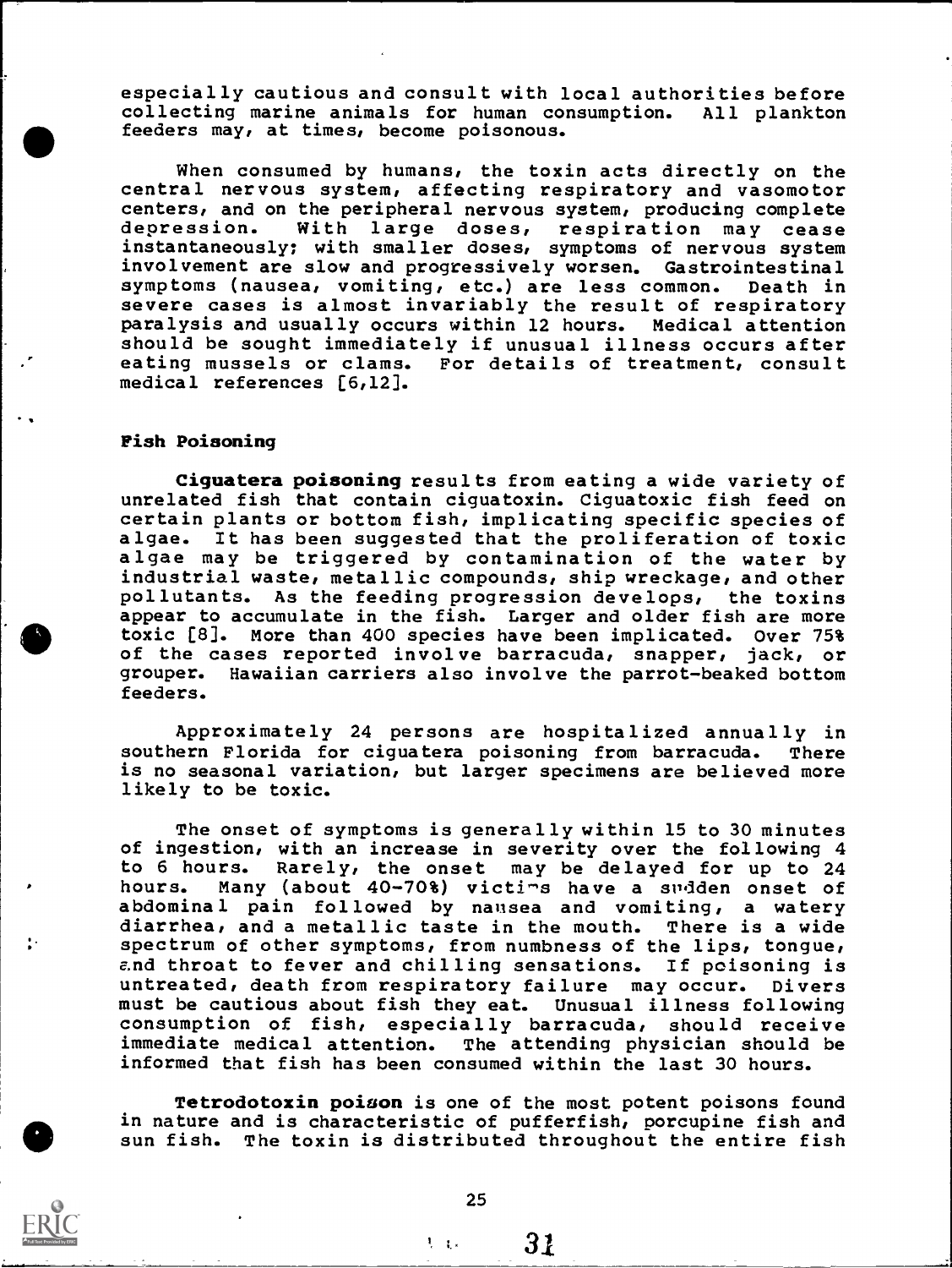especially cautious and consult with local authorities before collecting marine animals for human consumption. All plankton feeders may, at times, become poisonous.

When consumed by humans, the toxin acts directly on the central nervous system, affecting respiratory and vasomotor centers, and on the peripheral nervous system, producing complete depression. With large doses, respiration may cease instantaneously; with smaller doses, symptoms of nervous system involvement are slow and progressively worsen. Gastrointestinal symptoms (nausea, vomiting, etc.) are less common. Death in severe cases is almost invariably the result of respiratory paralysis and usually occurs within 12 hours. Medical attention should be sought immediately if unusual illness occurs after eating mussels or clams. For details of treatment, consult medical references [6,12].

### Fish Poisoning

**Ciguatera poisoning** results from eating a wide variety of unrelated fish that contain ciguatoxin. Ciguatoxic fish feed on certain plants or bottom fish, implicating specific species of algae. It has been suggested that the proliferation of toxic algae may be triggered by contamination of the water by industrial waste, metallic compounds, ship wreckage, and other pollutants. As the feeding progression develops, the toxins appear to accumulate in the fish. Larger and older fish are more toxic [8]. More than 400 species have been implicated. Over 75% of the cases reported involve barracuda, snapper, jack, or grouper. Hawaiian carriers also involve the parrot-beaked bottom feeders.

Approximately 24 persons are hospitalized annually in southern Florida for ciguatera poisoning from barracuda. There is no seasonal variation, but larger specimens are believed more likely to be toxic.

The onset of symptoms is generally within 15 to 30 minutes of ingestion, with an increase in severity over the following 4 to 6 hours. Rarely, the onset may be delayed for up to 24 hours. Many (about 40-70%) victims have a sudden onset of abdominal pain followed by nausea and vomiting, a watery diarrhea, and a metallic taste in the mouth. There is a wide spectrum of other symptoms, from numbness of the lips, tongue, and throat to fever and chilling sensations. If poisoning is untreated, death from respiratory failure may occur. Divers must be cautious about fish they eat. Unusual illness following consumption of fish, especially barracuda, should receive immediate medical attention. The attending physician should be informed that fish has been consumed within the last 30 hours.

**Tetrodotoxin poison** is one of the most potent poisons found in nature and is characteristic of pufferfish, porcupine fish and sun fish. The toxin is distributed throughout the entire fish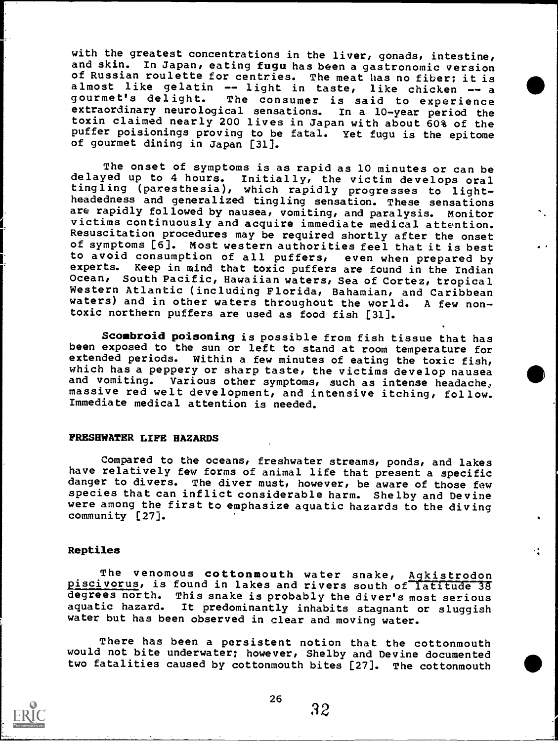with the greatest concentrations in the liver, gonads, intestine, and skin. In Japan, eating **fugu** has been a gastronomic version of Russian roulette for centries. The meat has no fiber; it is almost like gelatin -- light in taste, like chicken -- a gourmet's delight. The consumer is said to experience extraordinary neurological sensations. In a 10-year period the toxin claimed nearly 200 lives in Japan with about 60% of the puffer poisionings proving to be fatal. Yet fugu is the epitome of gourmet dining in Japan [31].

The onset of symptoms is as rapid as 10 minutes or can be delayed up to 4 hours. Initially, the victim develops oral tingling (paresthesia), which rapidly progresses to lightheadedness and generalized tingling sensation. These sensations are rapidly followed by nausea, vomiting, and paralysis. Monitor victims continuously and acquire immediate medical attention. Resuscitation procedures may be required shortly after the onset of symptoms [6]. Most western authorities feel that it is best to avoid consumption of all puffers, even when prepared by experts. Keep in mind that toxic puffers are found in the Indian Ocean, South Pacific, Hawaiian waters, Sea of Cortez, tropical Western Atlantic (including Florida, Bahamian, and Caribbean waters) and in other waters throughout the world. A few nontoxic northern puffers are used as food fish [31].

**Scombroid poisoning** is possible from fish tissue that has been exposed to the sun or left to stand at room temperature for extended periods. Within a few minutes of eating the toxic fish, which has a peppery or sharp taste, the victims develop nausea and vomiting. Various other symptoms, such as intense headache, massive red welt development, and intensive itching, follow. Immediate medical attention is needed.

## FRESHWATER LIFE HAZARDS

Compared to the oceans, freshwater streams, ponds, and lakes have relatively few forms of animal life that present a specific danger to divers. The diver must, however, be aware of those few species that can inflict considerable harm. Shelby and Devine were among the first to emphasize aquatic hazards to the diving community [27].

### Reptiles

The venomous **cottonmouth** water snake, *Agkistrodon piscivorus*, is found in lakes and rivers south of latitude 38 degrees north. This snake is probably the diver's most serious aquatic hazard. It predominantly inhabits stagnant or sluggish water but has been observed in clear and moving water.

There has been a persistent notion that the cottonmouth would not bite underwater; however, Shelby and Devine documented two fatalities caused by cottonmouth bites [27]. The cottonmouth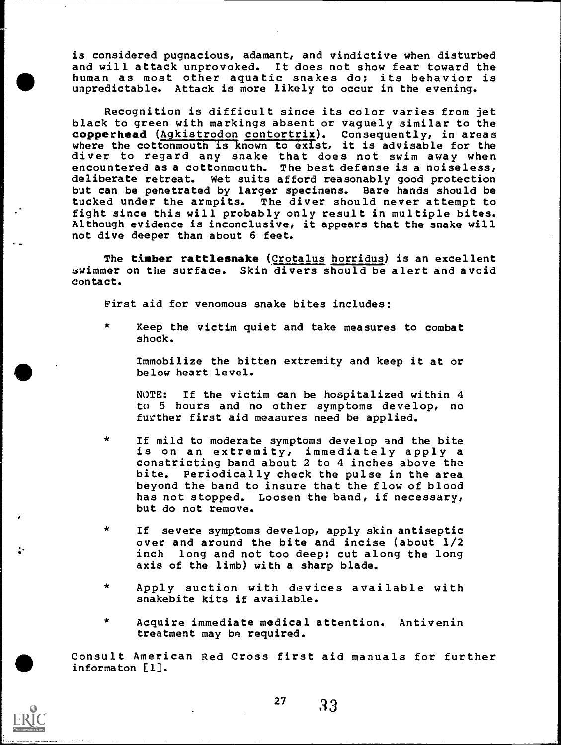is considered pugnacious, adamant, and vindictive when disturbed and will attack unprovoked. It does not show fear toward the human as most other aquatic snakes do; its behavior is unpredictable. Attack is more likely to occur in the evening.

Recognition is difficult since its color varies from jet black to green with markings absent or vaguely similar to the **copperhead** (Agkistrodon contortrix). Consequently, in areas where the cottonmouth is known to exist, it is advisable for the diver to regard any snake that does not swim away when encountered as a cottonmouth. The best defense is a noiseless, deliberate retreat. Wet suits afford reasonably good protection but can be penetrated by larger specimens. Bare hands should be tucked under the armpits. The diver should never attempt to fight since this will probably only result in multiple bites. Although evidence is inconclusive, it appears that the snake will not dive deeper than about 6 feet.

The **timber rattlesnake** (Crotalus horridus) is an excellent swimmer on the surface. Skin divers should be alert and avoid contact.

First aid for venomous snake bites includes:

* Keep the victim quiet and take measures to combat shock.

  Immobilize the bitten extremity and keep it at or below heart level.

  NOTE: If the victim can be hospitalized within 4 to 5 hours and no other symptoms develop, no further first aid measures need be applied.

* If mild to moderate symptoms develop and the bite is on an extremity, immediately apply a constricting band about 2 to 4 inches above the bite. Periodically check the pulse in the area beyond the band to insure that the flow of blood has not stopped. Loosen the band, if necessary, but do not remove.

* If severe symptoms develop, apply skin antiseptic over and around the bite and incise (about 1/2 inch long and not too deep; cut along the long axis of the limb) with a sharp blade.

* Apply suction with devices available with snakebite kits if available.

* Acquire immediate medical attention. Antivenin treatment may be required.

Consult American Red Cross first aid manuals for further informaton [1].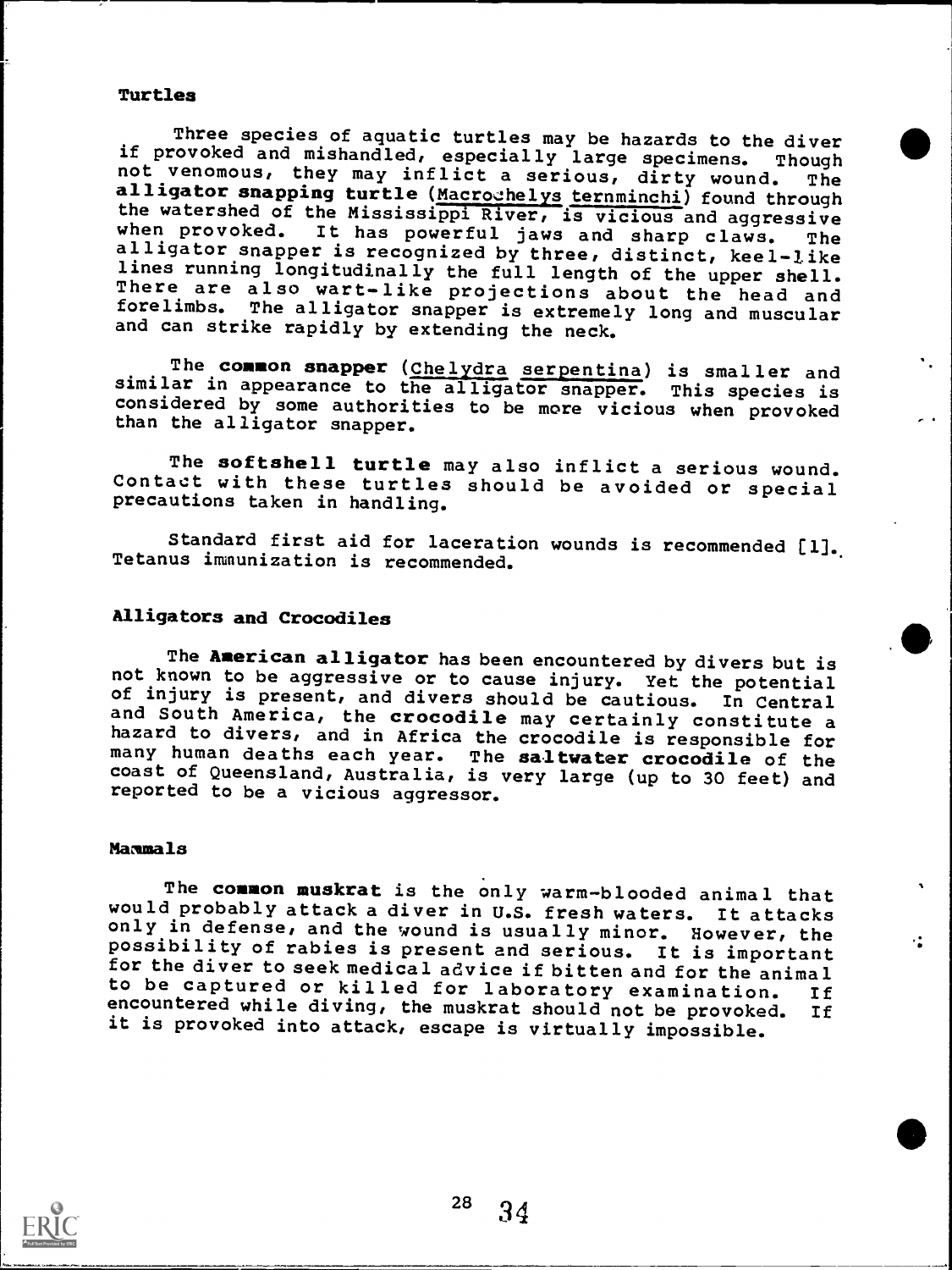## Turtles

Three species of aquatic turtles may be hazards to the diver if provoked and mishandled, especially large specimens. Though not venomous, they may inflict a serious, dirty wound. The **alligator snapping turtle** (Macrochelys ternminchi) found through the watershed of the Mississippi River, is vicious and aggressive when provoked. It has powerful jaws and sharp claws. The alligator snapper is recognized by three, distinct, keel-like lines running longitudinally the full length of the upper shell. There are also wart-like projections about the head and forelimbs. The alligator snapper is extremely long and muscular and can strike rapidly by extending the neck.

The **common snapper** (Chelydra serpentina) is smaller and similar in appearance to the alligator snapper. This species is considered by some authorities to be more vicious when provoked than the alligator snapper.

The **softshell turtle** may also inflict a serious wound. Contact with these turtles should be avoided or special precautions taken in handling.

Standard first aid for laceration wounds is recommended [1]. Tetanus immunization is recommended.

## Alligators and Crocodiles

The **American alligator** has been encountered by divers but is not known to be aggressive or to cause injury. Yet the potential of injury is present, and divers should be cautious. In Central and South America, the **crocodile** may certainly constitute a hazard to divers, and in Africa the crocodile is responsible for many human deaths each year. The **saltwater crocodile** of the coast of Queensland, Australia, is very large (up to 30 feet) and reported to be a vicious aggressor.

## Mammals

The **common muskrat** is the only warm-blooded animal that would probably attack a diver in U.S. fresh waters. It attacks only in defense, and the wound is usually minor. However, the possibility of rabies is present and serious. It is important for the diver to seek medical advice if bitten and for the animal to be captured or killed for laboratory examination. If encountered while diving, the muskrat should not be provoked. If it is provoked into attack, escape is virtually impossible.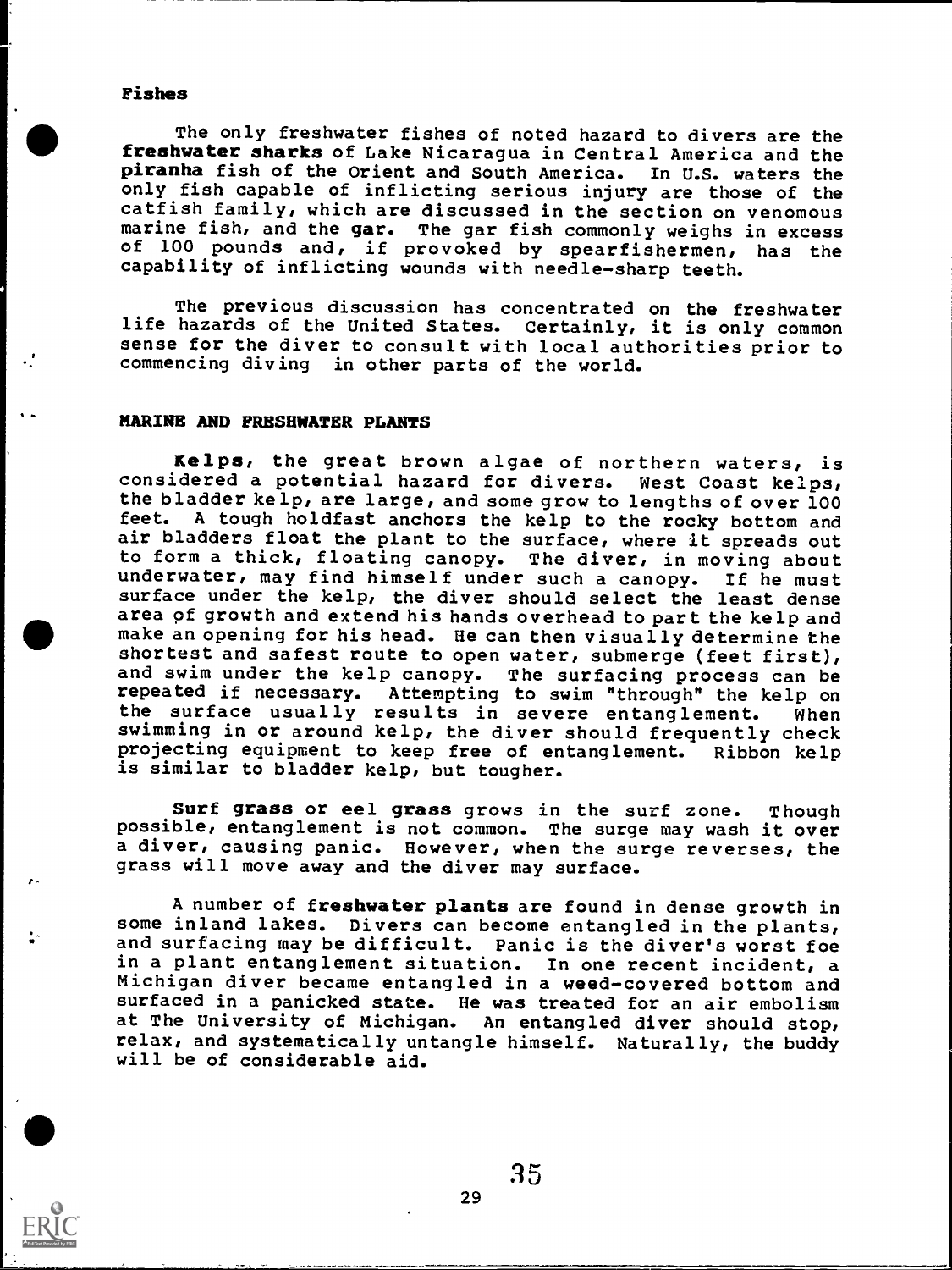### Fishes

The only freshwater fishes of noted hazard to divers are the **freshwater sharks** of Lake Nicaragua in Central America and the **piranha** fish of the Orient and South America. In U.S. waters the only fish capable of inflicting serious injury are those of the catfish family, which are discussed in the section on venomous marine fish, and the **gar**. The gar fish commonly weighs in excess of 100 pounds and, if provoked by spearfishermen, has the capability of inflicting wounds with needle-sharp teeth.

The previous discussion has concentrated on the freshwater life hazards of the United States. Certainly, it is only common sense for the diver to consult with local authorities prior to commencing diving in other parts of the world.

## MARINE AND FRESHWATER PLANTS

**Kelps**, the great brown algae of northern waters, is considered a potential hazard for divers. West Coast kelps, the bladder kelp, are large, and some grow to lengths of over 100 feet. A tough holdfast anchors the kelp to the rocky bottom and air bladders float the plant to the surface, where it spreads out to form a thick, floating canopy. The diver, in moving about underwater, may find himself under such a canopy. If he must surface under the kelp, the diver should select the least dense area of growth and extend his hands overhead to part the kelp and make an opening for his head. He can then visually determine the shortest and safest route to open water, submerge (feet first), and swim under the kelp canopy. The surfacing process can be repeated if necessary. Attempting to swim "through" the kelp on the surface usually results in severe entanglement. When swimming in or around kelp, the diver should frequently check projecting equipment to keep free of entanglement. Ribbon kelp is similar to bladder kelp, but tougher.

**Surf grass** or **eel grass** grows in the surf zone. Though possible, entanglement is not common. The surge may wash it over a diver, causing panic. However, when the surge reverses, the grass will move away and the diver may surface.

A number of **freshwater plants** are found in dense growth in some inland lakes. Divers can become entangled in the plants, and surfacing may be difficult. Panic is the diver's worst foe in a plant entanglement situation. In one recent incident, a Michigan diver became entangled in a weed-covered bottom and surfaced in a panicked state. He was treated for an air embolism at The University of Michigan. An entangled diver should stop, relax, and systematically untangle himself. Naturally, the buddy will be of considerable aid.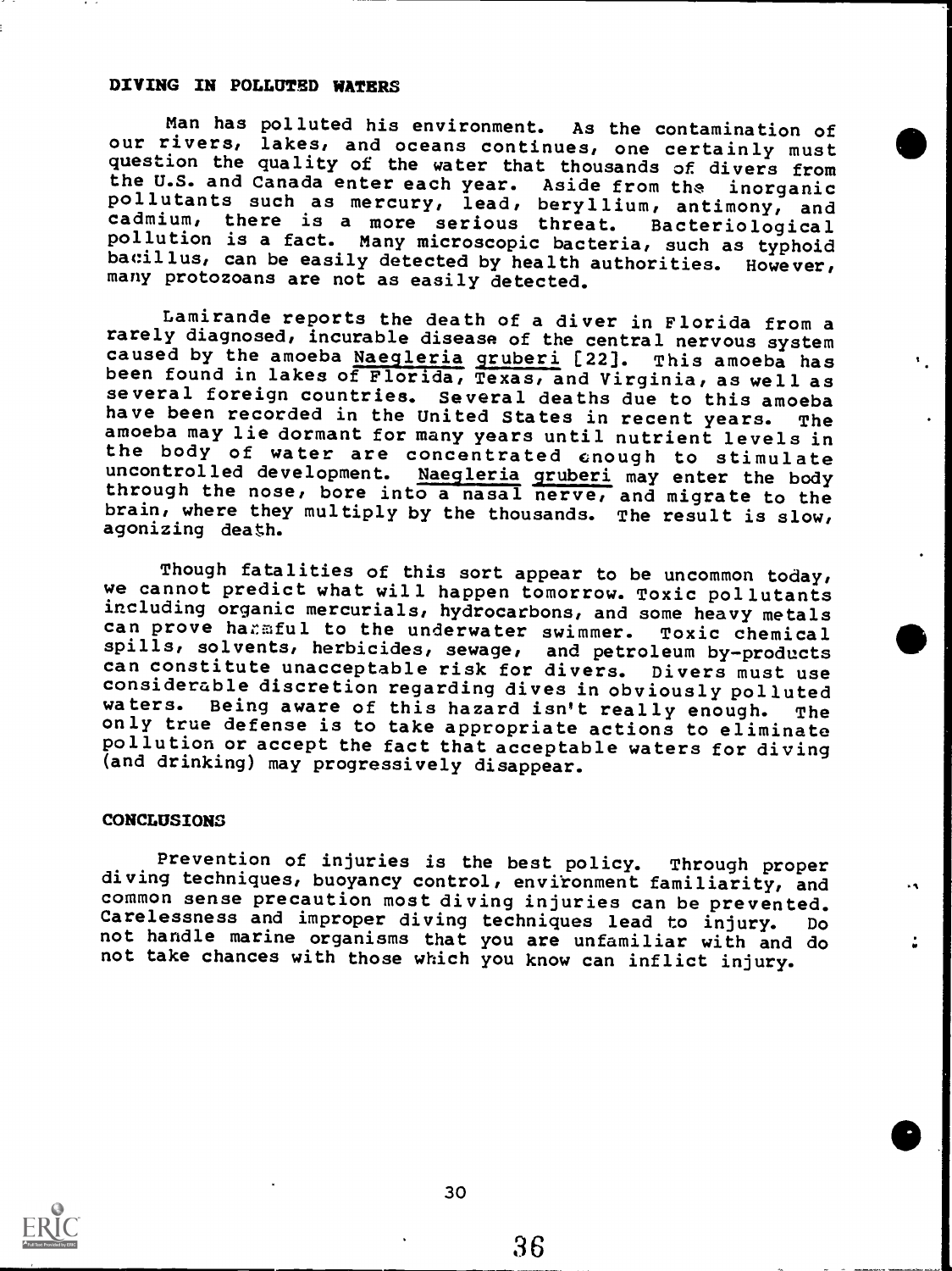## DIVING IN POLLUTED WATERS

Man has polluted his environment. As the contamination of our rivers, lakes, and oceans continues, one certainly must question the quality of the water that thousands of divers from the U.S. and Canada enter each year. Aside from the inorganic pollutants such as mercury, lead, beryllium, antimony, and cadmium, there is a more serious threat. Bacteriological pollution is a fact. Many microscopic bacteria, such as typhoid bacillus, can be easily detected by health authorities. However, many protozoans are not as easily detected.

Lamirande reports the death of a diver in Florida from a rarely diagnosed, incurable disease of the central nervous system caused by the amoeba *Naegleria gruberi* [22]. This amoeba has been found in lakes of Florida, Texas, and Virginia, as well as several foreign countries. Several deaths due to this amoeba have been recorded in the United States in recent years. The amoeba may lie dormant for many years until nutrient levels in the body of water are concentrated enough to stimulate uncontrolled development. *Naegleria gruberi* may enter the body through the nose, bore into a nasal nerve, and migrate to the brain, where they multiply by the thousands. The result is slow, agonizing death.

Though fatalities of this sort appear to be uncommon today, we cannot predict what will happen tomorrow. Toxic pollutants including organic mercurials, hydrocarbons, and some heavy metals can prove harmful to the underwater swimmer. Toxic chemical spills, solvents, herbicides, sewage, and petroleum by-products can constitute unacceptable risk for divers. Divers must use considerable discretion regarding dives in obviously polluted waters. Being aware of this hazard isn't really enough. The only true defense is to take appropriate actions to eliminate pollution or accept the fact that acceptable waters for diving (and drinking) may progressively disappear.

## CONCLUSIONS

Prevention of injuries is the best policy. Through proper diving techniques, buoyancy control, environment familiarity, and common sense precaution most diving injuries can be prevented. Carelessness and improper diving techniques lead to injury. Do not handle marine organisms that you are unfamiliar with and do not take chances with those which you know can inflict injury.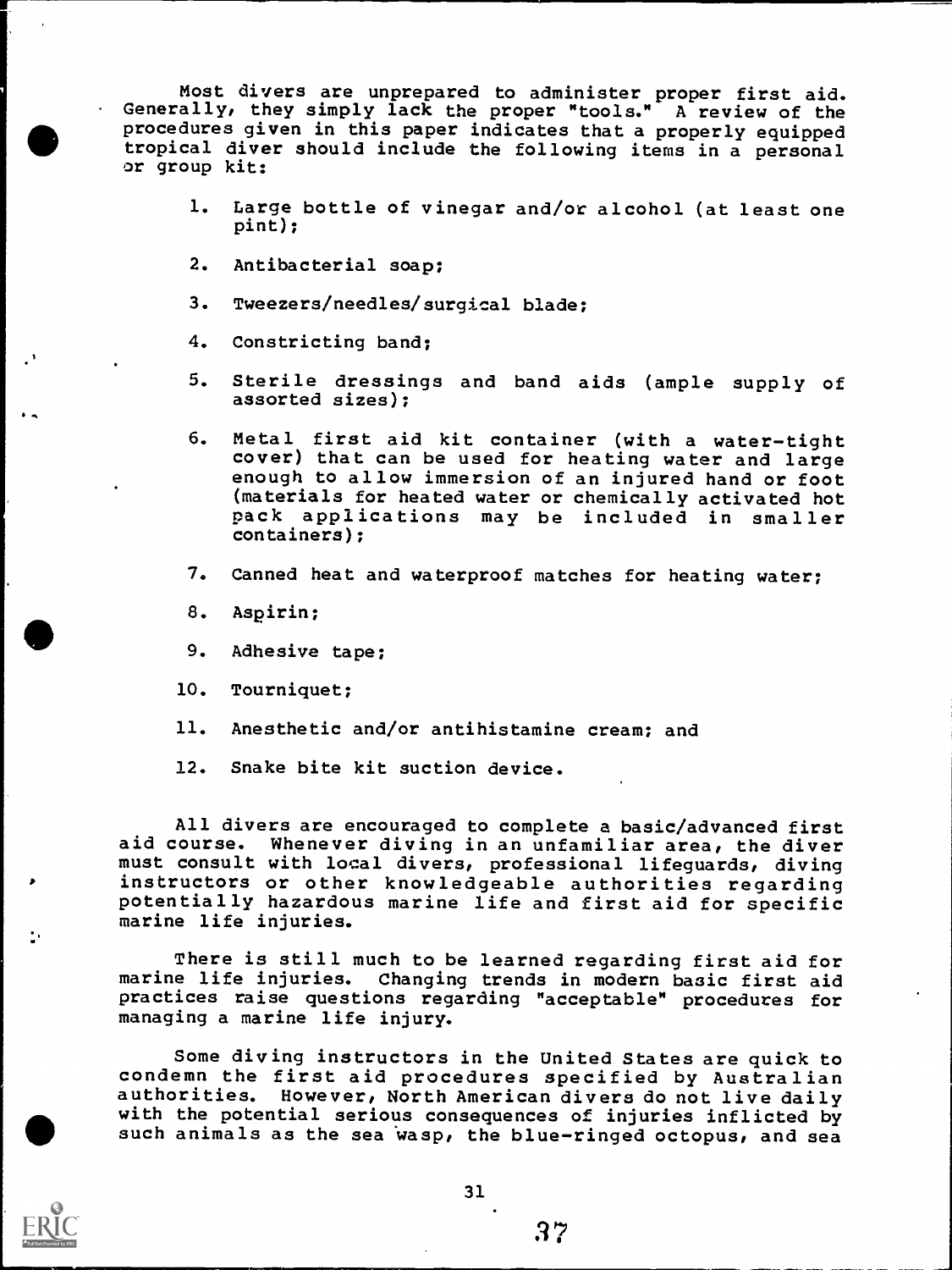Most divers are unprepared to administer proper first aid. Generally, they simply lack the proper "tools." A review of the procedures given in this paper indicates that a properly equipped tropical diver should include the following items in a personal or group kit:

1. Large bottle of vinegar and/or alcohol (at least one pint);
2. Antibacterial soap;
3. Tweezers/needles/surgical blade;
4. Constricting band;
5. Sterile dressings and band aids (ample supply of assorted sizes);
6. Metal first aid kit container (with a water-tight cover) that can be used for heating water and large enough to allow immersion of an injured hand or foot (materials for heated water or chemically activated hot pack applications may be included in smaller containers);
7. Canned heat and waterproof matches for heating water;
8. Aspirin;
9. Adhesive tape;
10. Tourniquet;
11. Anesthetic and/or antihistamine cream; and
12. Snake bite kit suction device.

All divers are encouraged to complete a basic/advanced first aid course. Whenever diving in an unfamiliar area, the diver must consult with local divers, professional lifeguards, diving instructors or other knowledgeable authorities regarding potentially hazardous marine life and first aid for specific marine life injuries.

There is still much to be learned regarding first aid for marine life injuries. Changing trends in modern basic first aid practices raise questions regarding "acceptable" procedures for managing a marine life injury.

Some diving instructors in the United States are quick to condemn the first aid procedures specified by Australian authorities. However, North American divers do not live daily with the potential serious consequences of injuries inflicted by such animals as the sea wasp, the blue-ringed octopus, and sea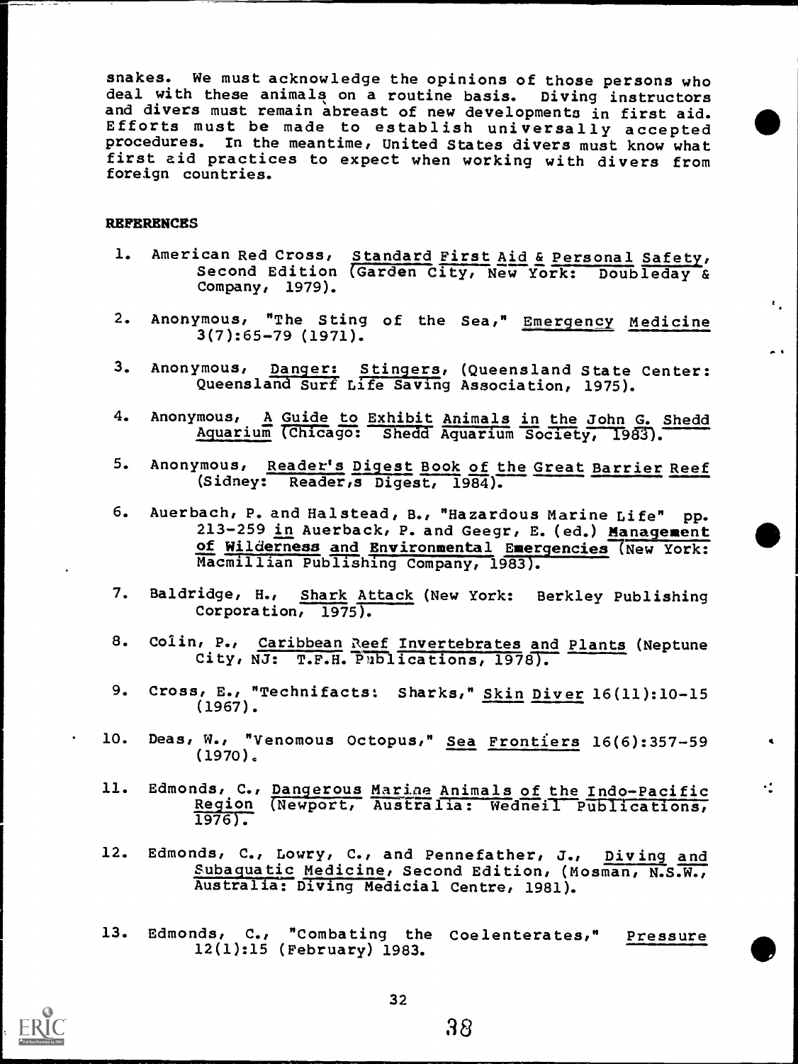snakes. We must acknowledge the opinions of those persons who deal with these animals on a routine basis. Diving instructors and divers must remain abreast of new developments in first aid. Efforts must be made to establish universally accepted procedures. In the meantime, United States divers must know what first aid practices to expect when working with divers from foreign countries.

**REFERENCES**

1. American Red Cross, Standard First Aid & Personal Safety, Second Edition (Garden City, New York: Doubleday & Company, 1979).
2. Anonymous, "The Sting of the Sea," Emergency Medicine 3(7):65-79 (1971).
3. Anonymous, Danger: Stingers, (Queensland State Center: Queensland Surf Life Saving Association, 1975).
4. Anonymous, A Guide to Exhibit Animals in the John G. Shedd Aquarium (Chicago: Shedd Aquarium Society, 1983).
5. Anonymous, Reader's Digest Book of the Great Barrier Reef (Sidney: Reader,s Digest, 1984).
6. Auerbach, P. and Halstead, B., "Hazardous Marine Life" pp. 213-259 in Auerback, P. and Geegr, E. (ed.) Management of Wilderness and Environmental Emergencies (New York: Macmillian Publishing Company, 1983).
7. Baldridge, H., Shark Attack (New York: Berkley Publishing Corporation, 1975).
8. Colin, P., Caribbean Reef Invertebrates and Plants (Neptune City, NJ: T.F.H. Publications, 1978).
9. Cross, E., "Technifacts: Sharks," Skin Diver 16(11):10-15 (1967).
10. Deas, W., "Venomous Octopus," Sea Frontiers 16(6):357-59 (1970).
11. Edmonds, C., Dangerous Marine Animals of the Indo-Pacific Region (Newport, Australia: Wedneil Publications, 1976).
12. Edmonds, C., Lowry, C., and Pennefather, J., Diving and Subaquatic Medicine, Second Edition, (Mosman, N.S.W., Australia: Diving Medicial Centre, 1981).
13. Edmonds, C., "Combating the Coelenterates," Pressure 12(1):15 (February) 1983.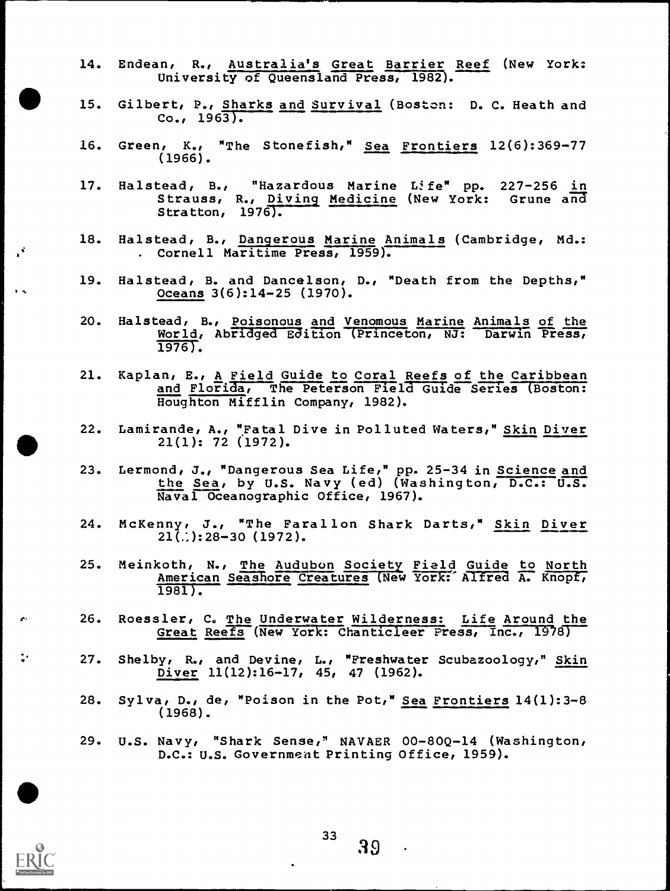14. Endean, R., Australia's Great Barrier Reef (New York: University of Queensland Press, 1982).

15. Gilbert, P., Sharks and Survival (Boston: D. C. Heath and Co., 1963).

16. Green, K., "The Stonefish," Sea Frontiers 12(6):369-77 (1966).

17. Halstead, B., "Hazardous Marine Life" pp. 227-256 in Strauss, R., Diving Medicine (New York: Grune and Stratton, 1976).

18. Halstead, B., Dangerous Marine Animals (Cambridge, Md.: Cornell Maritime Press, 1959).

19. Halstead, B. and Dancelson, D., "Death from the Depths," Oceans 3(6):14-25 (1970).

20. Halstead, B., Poisonous and Venomous Marine Animals of the World, Abridged Edition (Princeton, NJ: Darwin Press, 1976).

21. Kaplan, E., A Field Guide to Coral Reefs of the Caribbean and Florida, The Peterson Field Guide Series (Boston: Houghton Mifflin Company, 1982).

22. Lamirande, A., "Fatal Dive in Polluted Waters," Skin Diver 21(1): 72 (1972).

23. Lermond, J., "Dangerous Sea Life," pp. 25-34 in Science and the Sea, by U.S. Navy (ed) (Washington, D.C.: U.S. Naval Oceanographic Office, 1967).

24. McKenny, J., "The Farallon Shark Darts," Skin Diver 21(1):28-30 (1972).

25. Meinkoth, N., The Audubon Society Field Guide to North American Seashore Creatures (New York: Alfred A. Knopf, 1981).

26. Roessler, C. The Underwater Wilderness: Life Around the Great Reefs (New York: Chanticleer Press, Inc., 1978)

27. Shelby, R., and Devine, L., "Freshwater Scubazoology," Skin Diver 11(12):16-17, 45, 47 (1962).

28. Sylva, D., de, "Poison in the Pot," Sea Frontiers 14(1):3-8 (1968).

29. U.S. Navy, "Shark Sense," NAVAER 00-80Q-14 (Washington, D.C.: U.S. Government Printing Office, 1959).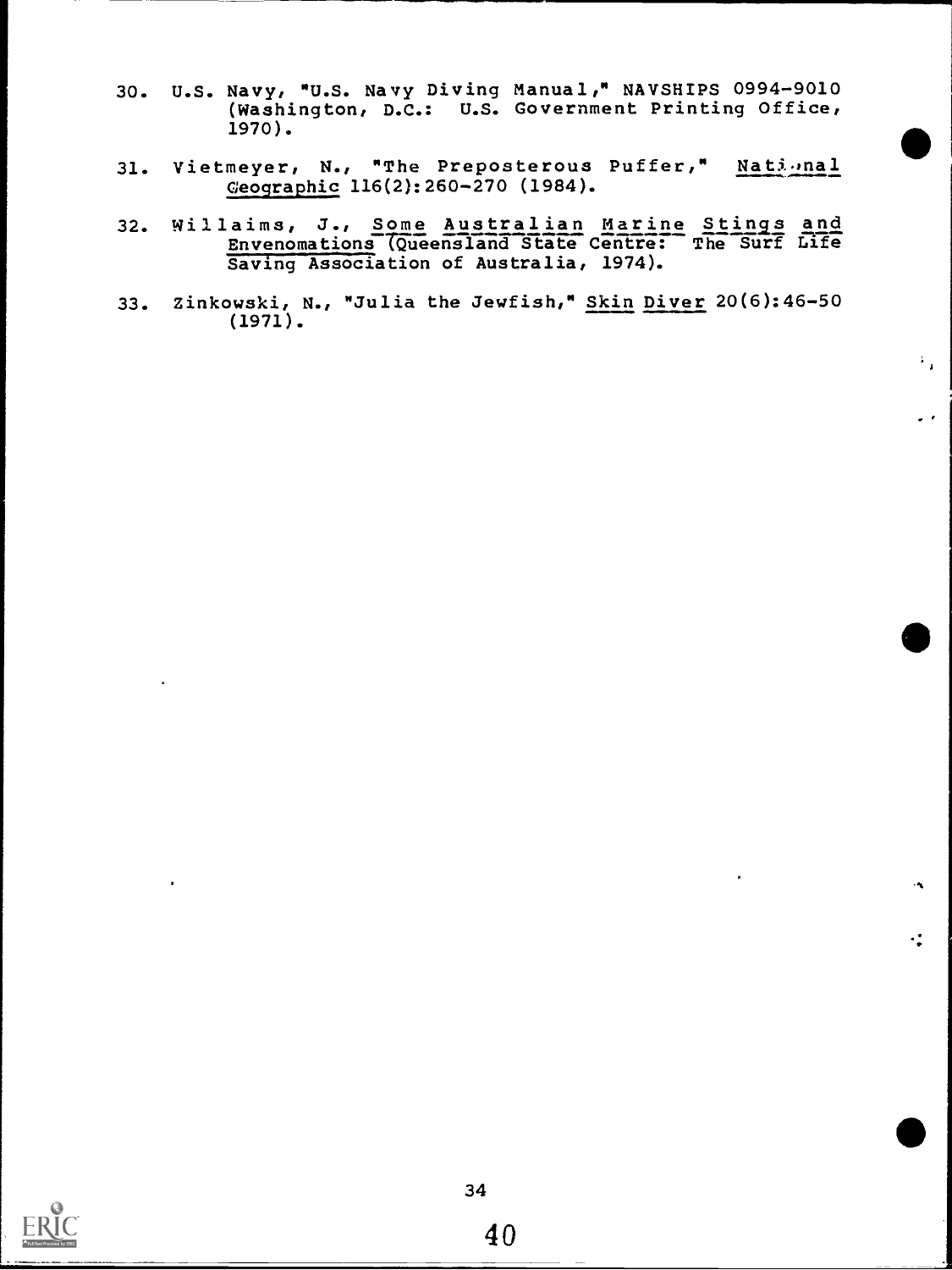30. U.S. Navy, "U.S. Navy Diving Manual," NAVSHIPS 0994-9010 (Washington, D.C.: U.S. Government Printing Office, 1970).

31. Vietmeyer, N., "The Preposterous Puffer," _National Geographic_ 116(2):260-270 (1984).

32. Willaims, J., _Some Australian Marine Stings and Envenomations_ (Queensland State Centre: The Surf Life Saving Association of Australia, 1974).

33. Zinkowski, N., "Julia the Jewfish," _Skin Diver_ 20(6):46-50 (1971).